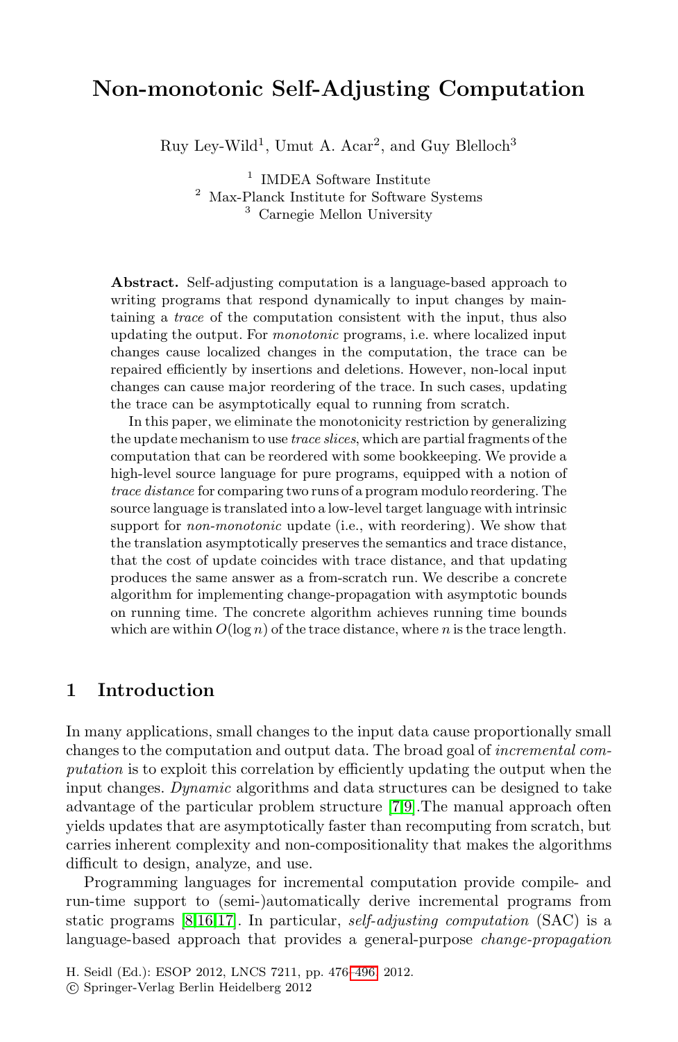# Non-monotonic Self-Adjusting Computation

Ruy Ley-Wild[1], Umut A. Acar[2], and Guy Blelloch[3]

[1] IMDEA Software Institute
[2] Max-Planck Institute for Software Systems
[3] Carnegie Mellon University

**Abstract.** Self-adjusting computation is a language-based approach to writing programs that respond dynamically to input changes by maintaining a *trace* of the computation consistent with the input, thus also updating the output. For *monotonic* programs, i.e. where localized input changes cause localized changes in the computation, the trace can be repaired efficiently by insertions and deletions. However, non-local input changes can cause major reordering of the trace. In such cases, updating the trace can be asymptotically equal to running from scratch.

In this paper, we eliminate the monotonicity restriction by generalizing the update mechanism to use *trace slices*, which are partial fragments of the computation that can be reordered with some bookkeeping. We provide a high-level source language for pure programs, equipped with a notion of *trace distance* for comparing two runs of a program modulo reordering. The source language is translated into a low-level target language with intrinsic support for *non-monotonic* update (i.e., with reordering). We show that the translation asymptotically preserves the semantics and trace distance, that the cost of update coincides with trace distance, and that updating produces the same answer as a from-scratch run. We describe a concrete algorithm for implementing change-propagation with asymptotic bounds on running time. The concrete algorithm achieves running time bounds which are within $O(\log n)$ of the trace distance, where $n$ is the trace length.

## 1 Introduction

In many applications, small changes to the input data cause proportionally small changes to the computation and output data. The broad goal of *incremental computation* is to exploit this correlation by efficiently updating the output when the input changes. *Dynamic* algorithms and data structures can be designed to take advantage of the particular problem structure [7,9].The manual approach often yields updates that are asymptotically faster than recomputing from scratch, but carries inherent complexity and non-compositionality that makes the algorithms difficult to design, analyze, and use.

Programming languages for incremental computation provide compile- and run-time support to (semi-)automatically derive incremental programs from static programs [8,16,17]. In particular, *self-adjusting computation* (SAC) is a language-based approach that provides a general-purpose *change-propagation*

H. Seidl (Ed.): ESOP 2012, LNCS 7211, pp. 476–496, 2012.
© Springer-Verlag Berlin Heidelberg 2012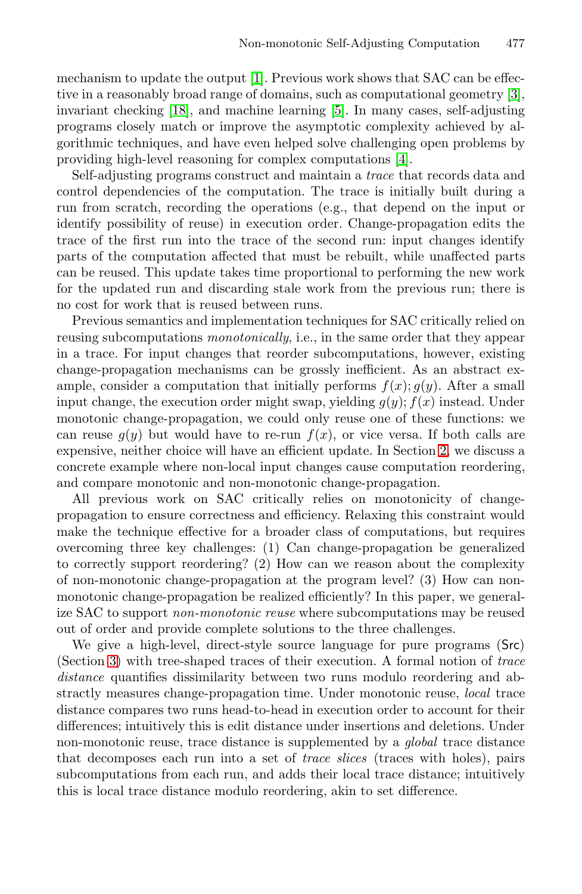mechanism to update the output [1]. Previous work shows that SAC can be effective in a reasonably broad range of domains, such as computational geometry [3], invariant checking [18], and machine learning [5]. In many cases, self-adjusting programs closely match or improve the asymptotic complexity achieved by algorithmic techniques, and have even helped solve challenging open problems by providing high-level reasoning for complex computations [4].

Self-adjusting programs construct and maintain a *trace* that records data and control dependencies of the computation. The trace is initially built during a run from scratch, recording the operations (e.g., that depend on the input or identify possibility of reuse) in execution order. Change-propagation edits the trace of the first run into the trace of the second run: input changes identify parts of the computation affected that must be rebuilt, while unaffected parts can be reused. This update takes time proportional to performing the new work for the updated run and discarding stale work from the previous run; there is no cost for work that is reused between runs.

Previous semantics and implementation techniques for SAC critically relied on reusing subcomputations *monotonically*, i.e., in the same order that they appear in a trace. For input changes that reorder subcomputations, however, existing change-propagation mechanisms can be grossly inefficient. As an abstract example, consider a computation that initially performs $f(x); g(y)$. After a small input change, the execution order might swap, yielding $g(y); f(x)$ instead. Under monotonic change-propagation, we could only reuse one of these functions: we can reuse $g(y)$ but would have to re-run $f(x)$, or vice versa. If both calls are expensive, neither choice will have an efficient update. In Section 2, we discuss a concrete example where non-local input changes cause computation reordering, and compare monotonic and non-monotonic change-propagation.

All previous work on SAC critically relies on monotonicity of change-propagation to ensure correctness and efficiency. Relaxing this constraint would make the technique effective for a broader class of computations, but requires overcoming three key challenges: (1) Can change-propagation be generalized to correctly support reordering? (2) How can we reason about the complexity of non-monotonic change-propagation at the program level? (3) How can non-monotonic change-propagation be realized efficiently? In this paper, we generalize SAC to support *non-monotonic reuse* where subcomputations may be reused out of order and provide complete solutions to the three challenges.

We give a high-level, direct-style source language for pure programs (Src) (Section 3) with tree-shaped traces of their execution. A formal notion of *trace distance* quantifies dissimilarity between two runs modulo reordering and abstractly measures change-propagation time. Under monotonic reuse, *local* trace distance compares two runs head-to-head in execution order to account for their differences; intuitively this is edit distance under insertions and deletions. Under non-monotonic reuse, trace distance is supplemented by a *global* trace distance that decomposes each run into a set of *trace slices* (traces with holes), pairs subcomputations from each run, and adds their local trace distance; intuitively this is local trace distance modulo reordering, akin to set difference.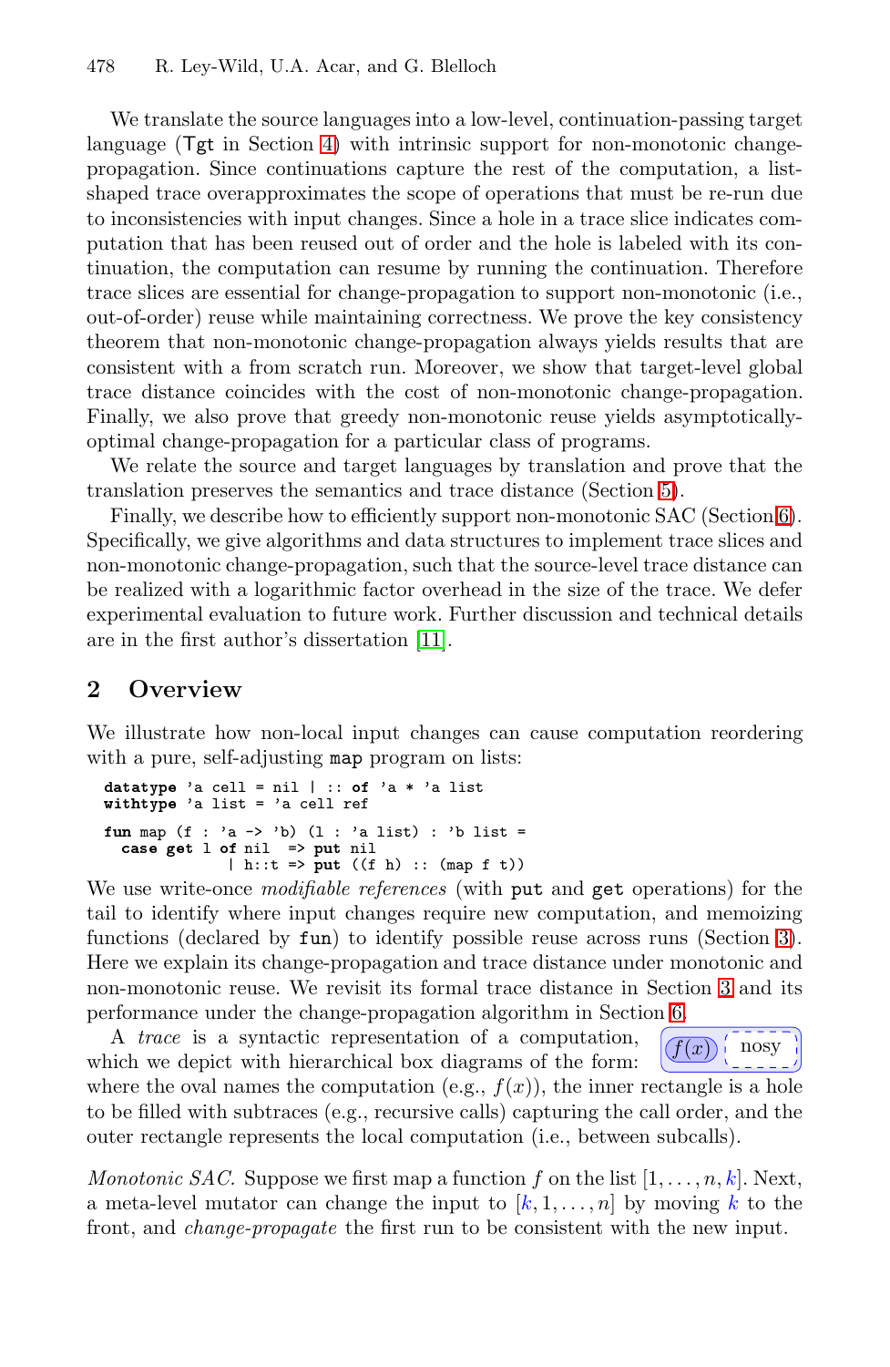We translate the source languages into a low-level, continuation-passing target language (Tgt in Section 4) with intrinsic support for non-monotonic change-propagation. Since continuations capture the rest of the computation, a list-shaped trace overapproximates the scope of operations that must be re-run due to inconsistencies with input changes. Since a hole in a trace slice indicates computation that has been reused out of order and the hole is labeled with its continuation, the computation can resume by running the continuation. Therefore trace slices are essential for change-propagation to support non-monotonic (i.e., out-of-order) reuse while maintaining correctness. We prove the key consistency theorem that non-monotonic change-propagation always yields results that are consistent with a from scratch run. Moreover, we show that target-level global trace distance coincides with the cost of non-monotonic change-propagation. Finally, we also prove that greedy non-monotonic reuse yields asymptotically-optimal change-propagation for a particular class of programs.

We relate the source and target languages by translation and prove that the translation preserves the semantics and trace distance (Section 5).

Finally, we describe how to efficiently support non-monotonic SAC (Section 6). Specifically, we give algorithms and data structures to implement trace slices and non-monotonic change-propagation, such that the source-level trace distance can be realized with a logarithmic factor overhead in the size of the trace. We defer experimental evaluation to future work. Further discussion and technical details are in the first author's dissertation [11].

## 2 Overview

We illustrate how non-local input changes can cause computation reordering with a pure, self-adjusting `map` program on lists:

```
datatype 'a cell = nil | :: of 'a * 'a list
withtype 'a list = 'a cell ref

fun map (f : 'a -> 'b) (l : 'a list) : 'b list =
  case get l of nil  => put nil
              | h::t => put ((f h) :: (map f t))
```

We use write-once *modifiable references* (with `put` and `get` operations) for the tail to identify where input changes require new computation, and memoizing functions (declared by `fun`) to identify possible reuse across runs (Section 3). Here we explain its change-propagation and trace distance under monotonic and non-monotonic reuse. We revisit its formal trace distance in Section 3 and its performance under the change-propagation algorithm in Section 6.

A *trace* is a syntactic representation of a computation, which we depict with hierarchical box diagrams of the form: $f(x)$ nosy where the oval names the computation (e.g., $f(x)$), the inner rectangle is a hole to be filled with subtrees (e.g., recursive calls) capturing the call order, and the outer rectangle represents the local computation (i.e., between subcalls).

*Monotonic SAC.* Suppose we first map a function $f$ on the list $[1, \ldots, n, k]$. Next, a meta-level mutator can change the input to $[k, 1, \ldots, n]$ by moving $k$ to the front, and *change-propagate* the first run to be consistent with the new input.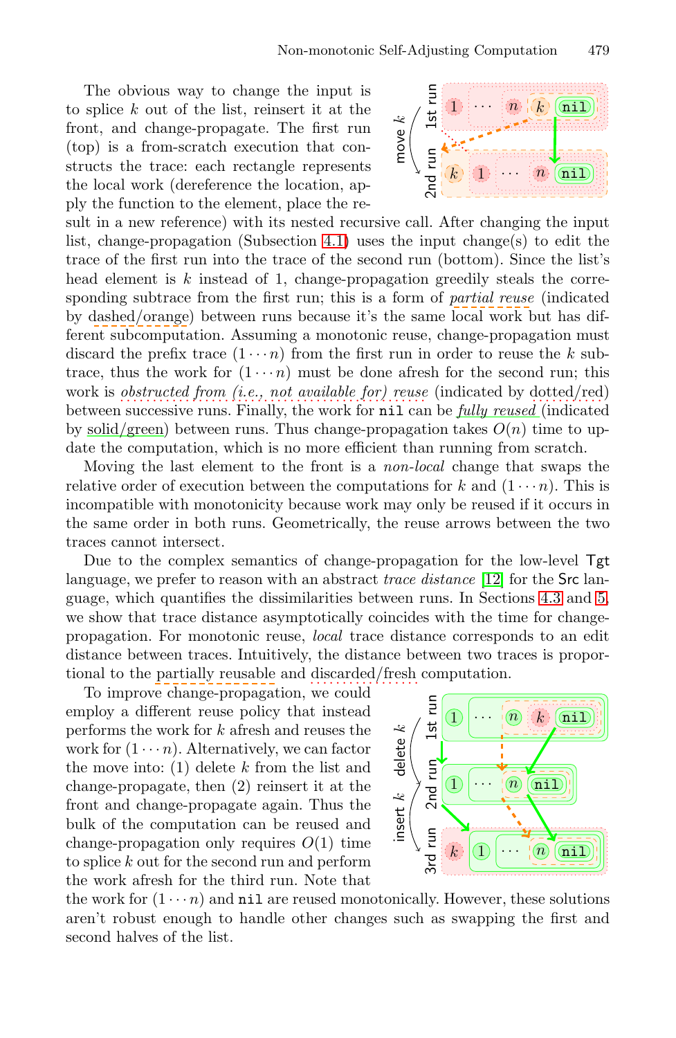The obvious way to change the input is to splice $k$ out of the list, reinsert it at the front, and change-propagate. The first run (top) is a from-scratch execution that constructs the trace: each rectangle represents the local work (dereference the location, apply the function to the element, place the result in a new reference) with its nested recursive call. After changing the input list, change-propagation (Subsection 4.1) uses the input change(s) to edit the trace of the first run into the trace of the second run (bottom). Since the list's head element is $k$ instead of 1, change-propagation greedily steals the corresponding subtrace from the first run; this is a form of *partial reuse* (indicated by dashed/orange) between runs because it's the same local work but has different subcomputation. Assuming a monotonic reuse, change-propagation must discard the prefix trace $(1 \cdots n)$ from the first run in order to reuse the $k$ subtrace, thus the work for $(1 \cdots n)$ must be done afresh for the second run; this work is *obstructed from (i.e., not available for) reuse* (indicated by dotted/red) between successive runs. Finally, the work for `nil` can be *fully reused* (indicated by solid/green) between runs. Thus change-propagation takes $O(n)$ time to update the computation, which is no more efficient than running from scratch.

Moving the last element to the front is a *non-local* change that swaps the relative order of execution between the computations for $k$ and $(1 \cdots n)$. This is incompatible with monotonicity because work may only be reused if it occurs in the same order in both runs. Geometrically, the reuse arrows between the two traces cannot intersect.

Due to the complex semantics of change-propagation for the low-level Tgt language, we prefer to reason with an abstract *trace distance* [12] for the Src language, which quantifies the dissimilarities between runs. In Sections 4.3 and 5, we show that trace distance asymptotically coincides with the time for change-propagation. For monotonic reuse, *local* trace distance corresponds to an edit distance between traces. Intuitively, the distance between two traces is proportional to the partially reusable and discarded/fresh computation.

To improve change-propagation, we could employ a different reuse policy that instead performs the work for $k$ afresh and reuses the work for $(1 \cdots n)$. Alternatively, we can factor the move into: (1) delete $k$ from the list and change-propagate, then (2) reinsert it at the front and change-propagate again. Thus the bulk of the computation can be reused and change-propagation only requires $O(1)$ time to splice $k$ out for the second run and perform the work afresh for the third run. Note that the work for $(1 \cdots n)$ and `nil` are reused monotonically. However, these solutions aren't robust enough to handle other changes such as swapping the first and second halves of the list.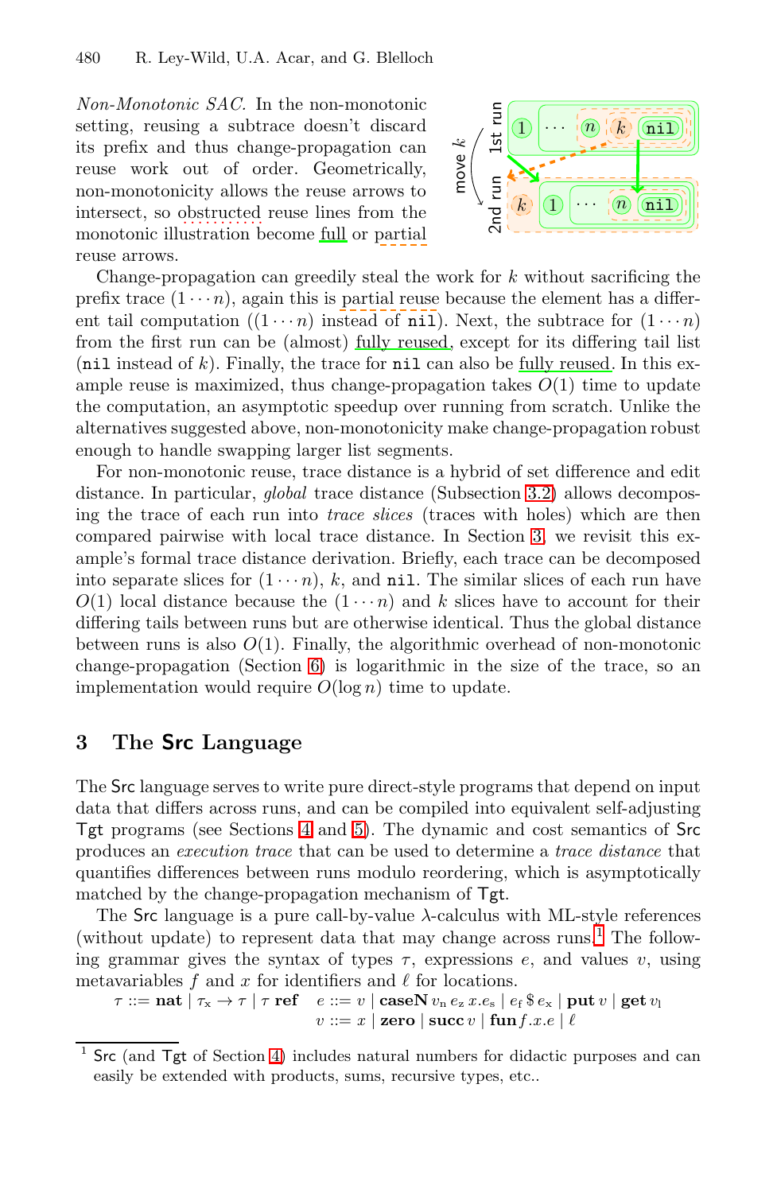*Non-Monotonic SAC.* In the non-monotonic setting, reusing a subtrace doesn't discard its prefix and thus change-propagation can reuse work out of order. Geometrically, non-monotonicity allows the reuse arrows to intersect, so obstructed reuse lines from the monotonic illustration become full or partial reuse arrows.

Change-propagation can greedily steal the work for $k$ without sacrificing the prefix trace $(1 \cdots n)$, again this is partial reuse because the element has a different tail computation ($(1 \cdots n)$ instead of `nil`). Next, the subtrace for $(1 \cdots n)$ from the first run can be (almost) fully reused, except for its differing tail list (`nil` instead of $k$). Finally, the trace for `nil` can also be fully reused. In this example reuse is maximized, thus change-propagation takes $O(1)$ time to update the computation, an asymptotic speedup over running from scratch. Unlike the alternatives suggested above, non-monotonicity make change-propagation robust enough to handle swapping larger list segments.

For non-monotonic reuse, trace distance is a hybrid of set difference and edit distance. In particular, *global* trace distance (Subsection 3.2) allows decomposing the trace of each run into *trace slices* (traces with holes) which are then compared pairwise with local trace distance. In Section 3, we revisit this example's formal trace distance derivation. Briefly, each trace can be decomposed into separate slices for $(1 \cdots n)$, $k$, and `nil`. The similar slices of each run have $O(1)$ local distance because the $(1 \cdots n)$ and $k$ slices have to account for their differing tails between runs but are otherwise identical. Thus the global distance between runs is also $O(1)$. Finally, the algorithmic overhead of non-monotonic change-propagation (Section 6) is logarithmic in the size of the trace, so an implementation would require $O(\log n)$ time to update.

## 3 The Src Language

The Src language serves to write pure direct-style programs that depend on input data that differs across runs, and can be compiled into equivalent self-adjusting Tgt programs (see Sections 4 and 5). The dynamic and cost semantics of Src produces an *execution trace* that can be used to determine a *trace distance* that quantifies differences between runs modulo reordering, which is asymptotically matched by the change-propagation mechanism of Tgt.

The Src language is a pure call-by-value $\lambda$-calculus with ML-style references (without update) to represent data that may change across runs.[1] The following grammar gives the syntax of types $\tau$, expressions $e$, and values $v$, using metavariables $f$ and $x$ for identifiers and $\ell$ for locations.

$$\tau ::= \mathbf{nat} \mid \tau_x \to \tau \mid \tau\ \mathbf{ref} \qquad e ::= v \mid \mathbf{caseN}\, v_n\, e_z\, x.e_s \mid e_f \,\$\, e_x \mid \mathbf{put}\, v \mid \mathbf{get}\, v_l$$
$$v ::= x \mid \mathbf{zero} \mid \mathbf{succ}\, v \mid \mathbf{fun}\, f.x.e \mid \ell$$

[1] Src (and Tgt of Section 4) includes natural numbers for didactic purposes and can easily be extended with products, sums, recursive types, etc..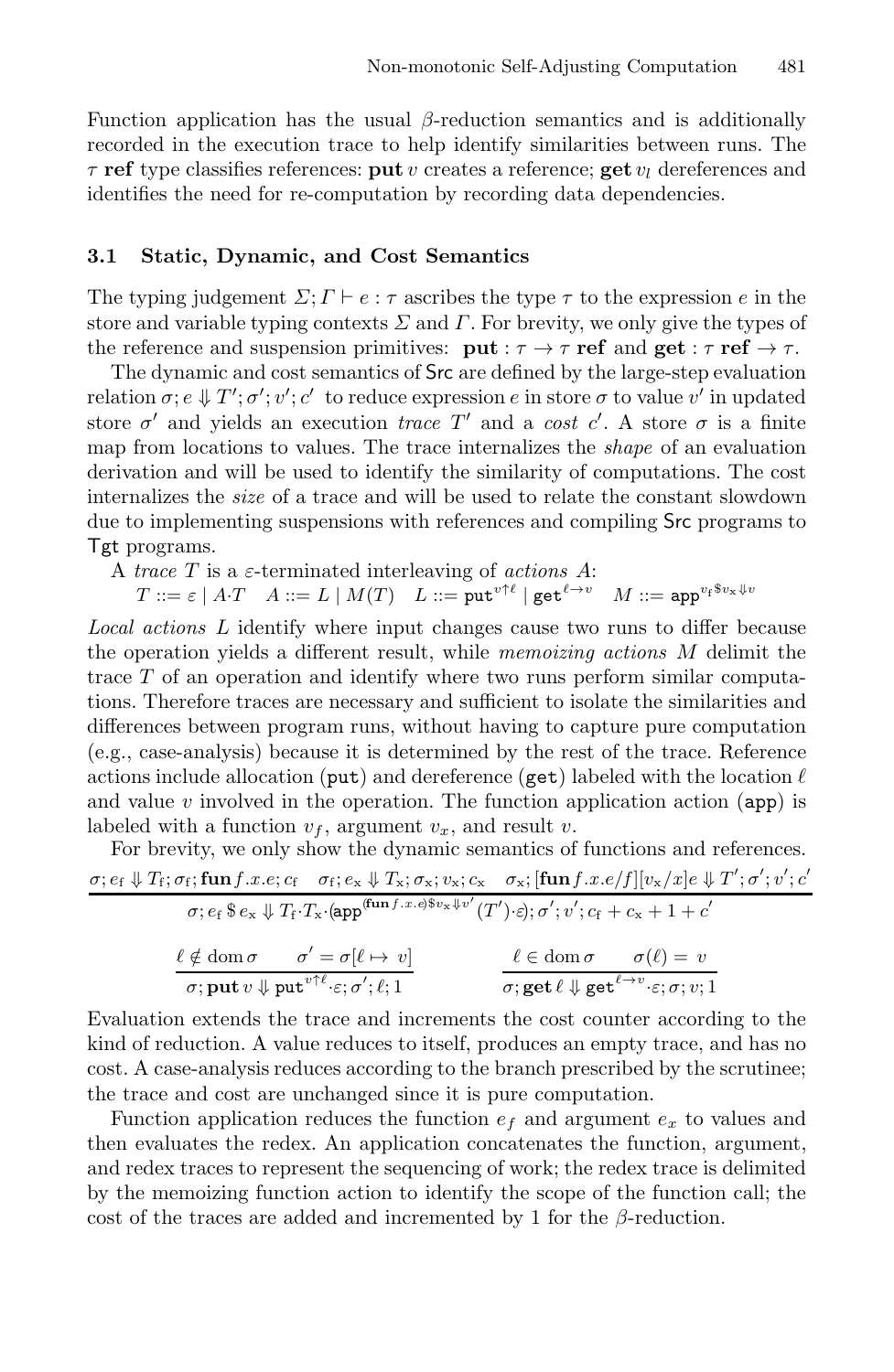Function application has the usual $\beta$-reduction semantics and is additionally recorded in the execution trace to help identify similarities between runs. The $\tau$ **ref** type classifies references: **put** $v$ creates a reference; **get** $v_l$ dereferences and identifies the need for re-computation by recording data dependencies.

### 3.1 Static, Dynamic, and Cost Semantics

The typing judgement $\Sigma; \Gamma \vdash e : \tau$ ascribes the type $\tau$ to the expression $e$ in the store and variable typing contexts $\Sigma$ and $\Gamma$. For brevity, we only give the types of the reference and suspension primitives: $\mathbf{put} : \tau \rightarrow \tau\ \mathbf{ref}$ and $\mathbf{get} : \tau\ \mathbf{ref} \rightarrow \tau$.

The dynamic and cost semantics of Src are defined by the large-step evaluation relation $\sigma; e \Downarrow T'; \sigma'; v'; c'$ to reduce expression $e$ in store $\sigma$ to value $v'$ in updated store $\sigma'$ and yields an execution *trace* $T'$ and a *cost* $c'$. A store $\sigma$ is a finite map from locations to values. The trace internalizes the *shape* of an evaluation derivation and will be used to identify the similarity of computations. The cost internalizes the *size* of a trace and will be used to relate the constant slowdown due to implementing suspensions with references and compiling Src programs to Tgt programs.

A *trace* $T$ is a $\varepsilon$-terminated interleaving of *actions* $A$:

$$T ::= \varepsilon \mid A{\cdot}T \quad A ::= L \mid M(T) \quad L ::= \mathtt{put}^{v\uparrow\ell} \mid \mathtt{get}^{\ell\rightarrow v} \quad M ::= \mathtt{app}^{v_\mathrm{f}\,\$\,v_\mathrm{x}\Downarrow v}$$

*Local actions* $L$ identify where input changes cause two runs to differ because the operation yields a different result, while *memoizing actions* $M$ delimit the trace $T$ of an operation and identify where two runs perform similar computations. Therefore traces are necessary and sufficient to isolate the similarities and differences between program runs, without having to capture pure computation (e.g., case-analysis) because it is determined by the rest of the trace. Reference actions include allocation (put) and dereference (get) labeled with the location $\ell$ and value $v$ involved in the operation. The function application action (app) is labeled with a function $v_f$, argument $v_x$, and result $v$.

For brevity, we only show the dynamic semantics of functions and references.

$$\frac{\sigma; e_\mathrm{f} \Downarrow T_\mathrm{f}; \sigma_\mathrm{f}; \mathbf{fun}\, f.x.e; c_\mathrm{f} \quad \sigma_\mathrm{f}; e_\mathrm{x} \Downarrow T_\mathrm{x}; \sigma_\mathrm{x}; v_\mathrm{x}; c_\mathrm{x} \quad \sigma_\mathrm{x}; [\mathbf{fun}\, f.x.e/f][v_\mathrm{x}/x]e \Downarrow T'; \sigma'; v'; c'}{\sigma; e_\mathrm{f}\ \$\ e_\mathrm{x} \Downarrow T_\mathrm{f}{\cdot}T_\mathrm{x}{\cdot}(\mathtt{app}^{(\mathbf{fun}\, f.x.e)\$v_\mathrm{x}\Downarrow v'}(T'){\cdot}\varepsilon); \sigma'; v'; c_\mathrm{f} + c_\mathrm{x} + 1 + c'}$$

$$\frac{\ell \notin \operatorname{dom}\sigma \qquad \sigma' = \sigma[\ell \mapsto v]}{\sigma; \mathbf{put}\, v \Downarrow \mathtt{put}^{v\uparrow\ell}{\cdot}\varepsilon; \sigma'; \ell; 1} \qquad\qquad \frac{\ell \in \operatorname{dom}\sigma \qquad \sigma(\ell) = v}{\sigma; \mathbf{get}\, \ell \Downarrow \mathtt{get}^{\ell\rightarrow v}{\cdot}\varepsilon; \sigma; v; 1}$$

Evaluation extends the trace and increments the cost counter according to the kind of reduction. A value reduces to itself, produces an empty trace, and has no cost. A case-analysis reduces according to the branch prescribed by the scrutinee; the trace and cost are unchanged since it is pure computation.

Function application reduces the function $e_f$ and argument $e_x$ to values and then evaluates the redex. An application concatenates the function, argument, and redex traces to represent the sequencing of work; the redex trace is delimited by the memoizing function action to identify the scope of the function call; the cost of the traces are added and incremented by 1 for the $\beta$-reduction.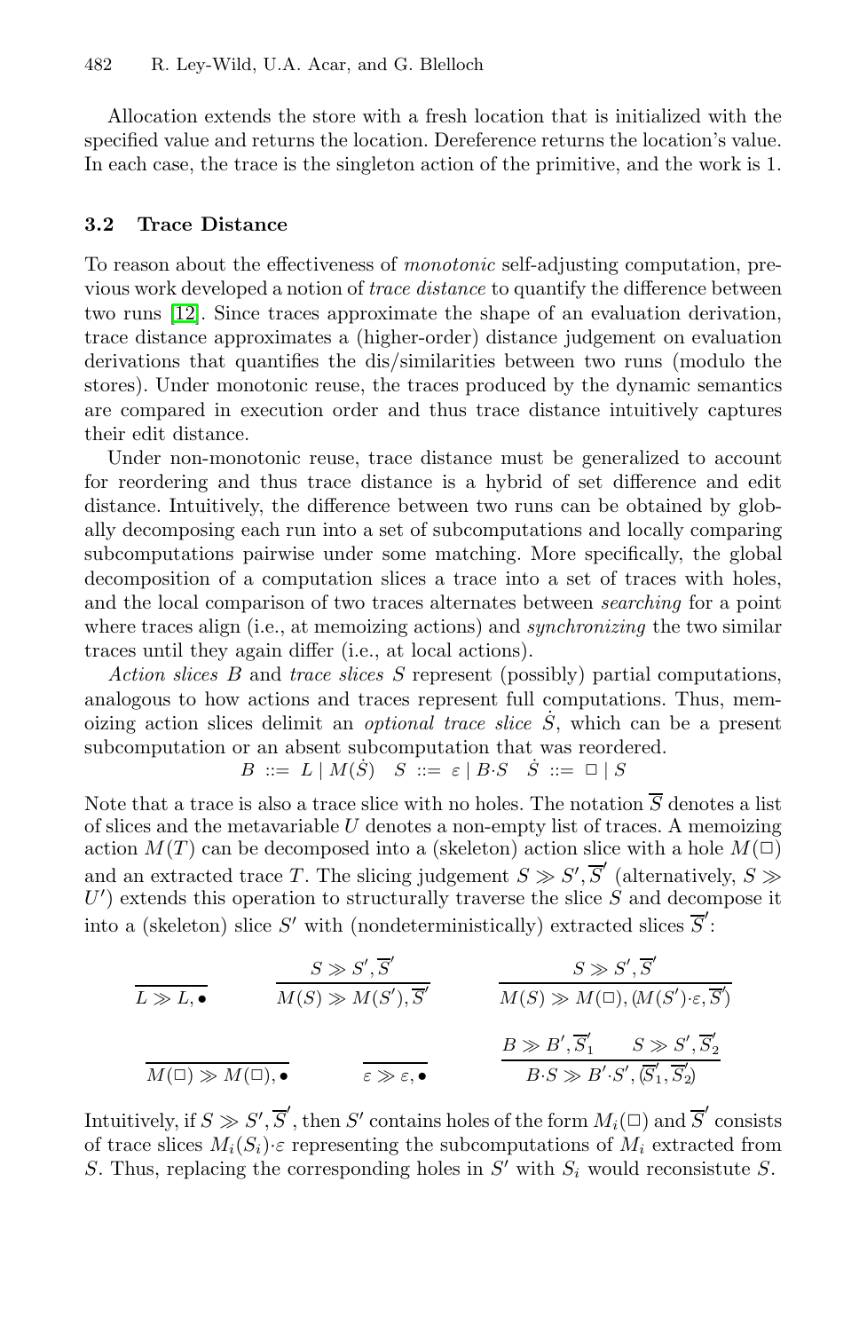Allocation extends the store with a fresh location that is initialized with the specified value and returns the location. Dereference returns the location's value. In each case, the trace is the singleton action of the primitive, and the work is 1.

### 3.2 Trace Distance

To reason about the effectiveness of *monotonic* self-adjusting computation, previous work developed a notion of *trace distance* to quantify the difference between two runs [12]. Since traces approximate the shape of an evaluation derivation, trace distance approximates a (higher-order) distance judgement on evaluation derivations that quantifies the dis/similarities between two runs (modulo the stores). Under monotonic reuse, the traces produced by the dynamic semantics are compared in execution order and thus trace distance intuitively captures their edit distance.

Under non-monotonic reuse, trace distance must be generalized to account for reordering and thus trace distance is a hybrid of set difference and edit distance. Intuitively, the difference between two runs can be obtained by globally decomposing each run into a set of subcomputations and locally comparing subcomputations pairwise under some matching. More specifically, the global decomposition of a computation slices a trace into a set of traces with holes, and the local comparison of two traces alternates between *searching* for a point where traces align (i.e., at memoizing actions) and *synchronizing* the two similar traces until they again differ (i.e., at local actions).

*Action slices* $B$ and *trace slices* $S$ represent (possibly) partial computations, analogous to how actions and traces represent full computations. Thus, memoizing action slices delimit an *optional trace slice* $\dot{S}$, which can be a present subcomputation or an absent subcomputation that was reordered.

$$B ::= L \mid M(\dot{S}) \quad S ::= \varepsilon \mid B{\cdot}S \quad \dot{S} ::= \Box \mid S$$

Note that a trace is also a trace slice with no holes. The notation $\overline{S}$ denotes a list of slices and the metavariable $U$ denotes a non-empty list of traces. A memoizing action $M(T)$ can be decomposed into a (skeleton) action slice with a hole $M(\Box)$ and an extracted trace $T$. The slicing judgement $S \gg S', \overline{S}'$ (alternatively, $S \gg U'$) extends this operation to structurally traverse the slice $S$ and decompose it into a (skeleton) slice $S'$ with (nondeterministically) extracted slices $\overline{S}'$:

$$\frac{}{L \gg L, \bullet} \qquad \frac{S \gg S', \overline{S}'}{M(S) \gg M(S'), \overline{S}'} \qquad \frac{S \gg S', \overline{S}'}{M(S) \gg M(\Box), (M(S'){\cdot}\varepsilon, \overline{S}')}$$

$$\frac{}{M(\Box) \gg M(\Box), \bullet} \qquad \frac{}{\varepsilon \gg \varepsilon, \bullet} \qquad \frac{B \gg B', \overline{S}'_1 \quad S \gg S', \overline{S}'_2}{B{\cdot}S \gg B'{\cdot}S', (\overline{S}'_1, \overline{S}'_2)}$$

Intuitively, if $S \gg S', \overline{S}'$, then $S'$ contains holes of the form $M_i(\Box)$ and $\overline{S}'$ consists of trace slices $M_i(S_i){\cdot}\varepsilon$ representing the subcomputations of $M_i$ extracted from $S$. Thus, replacing the corresponding holes in $S'$ with $S_i$ would reconsistute $S$.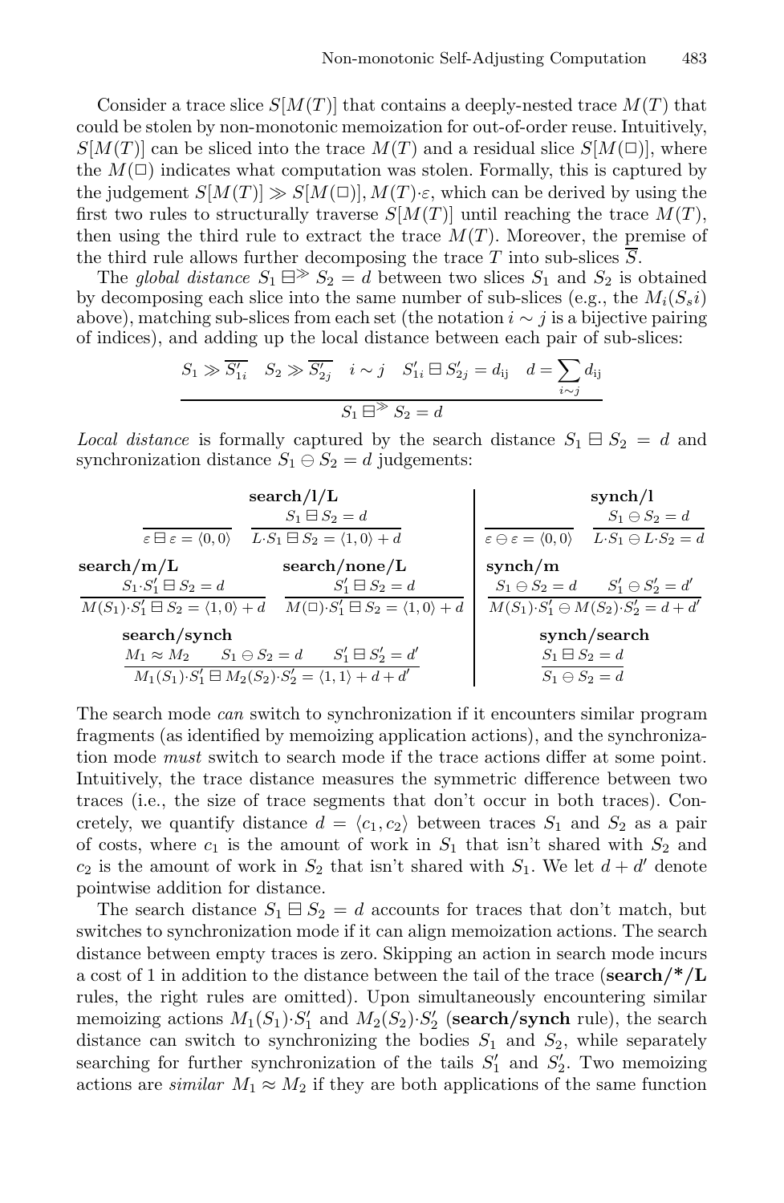Consider a trace slice $S[M(T)]$ that contains a deeply-nested trace $M(T)$ that could be stolen by non-monotonic memoization for out-of-order reuse. Intuitively, $S[M(T)]$ can be sliced into the trace $M(T)$ and a residual slice $S[M(\Box)]$, where the $M(\Box)$ indicates what computation was stolen. Formally, this is captured by the judgement $S[M(T)] \gg S[M(\Box)], M(T){\cdot}\varepsilon$, which can be derived by using the first two rules to structurally traverse $S[M(T)]$ until reaching the trace $M(T)$, then using the third rule to extract the trace $M(T)$. Moreover, the premise of the third rule allows further decomposing the trace $T$ into sub-slices $\overline{S}$.

The *global distance* $S_1 \boxminus^{\gg} S_2 = d$ between two slices $S_1$ and $S_2$ is obtained by decomposing each slice into the same number of sub-slices (e.g., the $M_i(S_si)$ above), matching sub-slices from each set (the notation $i \sim j$ is a bijective pairing of indices), and adding up the local distance between each pair of sub-slices:

$$\frac{S_1 \gg \overline{S'_{1i}} \quad S_2 \gg \overline{S'_{2j}} \quad i \sim j \quad S'_{1i} \boxminus S'_{2j} = d_{\mathrm{ij}} \quad d = \sum_{i \sim j} d_{\mathrm{ij}}}{S_1 \boxminus^{\gg} S_2 = d}$$

*Local distance* is formally captured by the search distance $S_1 \boxminus S_2 = d$ and synchronization distance $S_1 \ominus S_2 = d$ judgements:

**search/l/L**

$$\frac{}{\varepsilon \boxminus \varepsilon = \langle 0, 0 \rangle} \qquad \frac{S_1 \boxminus S_2 = d}{L{\cdot}S_1 \boxminus S_2 = \langle 1, 0 \rangle + d}$$

**search/m/L**

$$\frac{S_1{\cdot}S'_1 \boxminus S_2 = d}{M(S_1){\cdot}S'_1 \boxminus S_2 = \langle 1, 0 \rangle + d}$$

**search/none/L**

$$\frac{S'_1 \boxminus S_2 = d}{M(\Box){\cdot}S'_1 \boxminus S_2 = \langle 1, 0 \rangle + d}$$

**search/synch**

$$\frac{M_1 \approx M_2 \qquad S_1 \ominus S_2 = d \qquad S'_1 \boxminus S'_2 = d'}{M_1(S_1){\cdot}S'_1 \boxminus M_2(S_2){\cdot}S'_2 = \langle 1, 1 \rangle + d + d'}$$

**synch/l**

$$\frac{}{\varepsilon \ominus \varepsilon = \langle 0, 0 \rangle} \qquad \frac{S_1 \ominus S_2 = d}{L{\cdot}S_1 \ominus L{\cdot}S_2 = d}$$

**synch/m**

$$\frac{S_1 \ominus S_2 = d \qquad S'_1 \ominus S'_2 = d'}{M(S_1){\cdot}S'_1 \ominus M(S_2){\cdot}S'_2 = d + d'}$$

**synch/search**

$$\frac{S_1 \boxminus S_2 = d}{S_1 \ominus S_2 = d}$$

The search mode *can* switch to synchronization if it encounters similar program fragments (as identified by memoizing application actions), and the synchronization mode *must* switch to search mode if the trace actions differ at some point. Intuitively, the trace distance measures the symmetric difference between two traces (i.e., the size of trace segments that don't occur in both traces). Concretely, we quantify distance $d = \langle c_1, c_2 \rangle$ between traces $S_1$ and $S_2$ as a pair of costs, where $c_1$ is the amount of work in $S_1$ that isn't shared with $S_2$ and $c_2$ is the amount of work in $S_2$ that isn't shared with $S_1$. We let $d + d'$ denote pointwise addition for distance.

The search distance $S_1 \boxminus S_2 = d$ accounts for traces that don't match, but switches to synchronization mode if it can align memoization actions. The search distance between empty traces is zero. Skipping an action in search mode incurs a cost of 1 in addition to the distance between the tail of the trace (**search/*/L** rules, the right rules are omitted). Upon simultaneously encountering similar memoizing actions $M_1(S_1){\cdot}S'_1$ and $M_2(S_2){\cdot}S'_2$ (**search/synch** rule), the search distance can switch to synchronizing the bodies $S_1$ and $S_2$, while separately searching for further synchronization of the tails $S'_1$ and $S'_2$. Two memoizing actions are *similar* $M_1 \approx M_2$ if they are both applications of the same function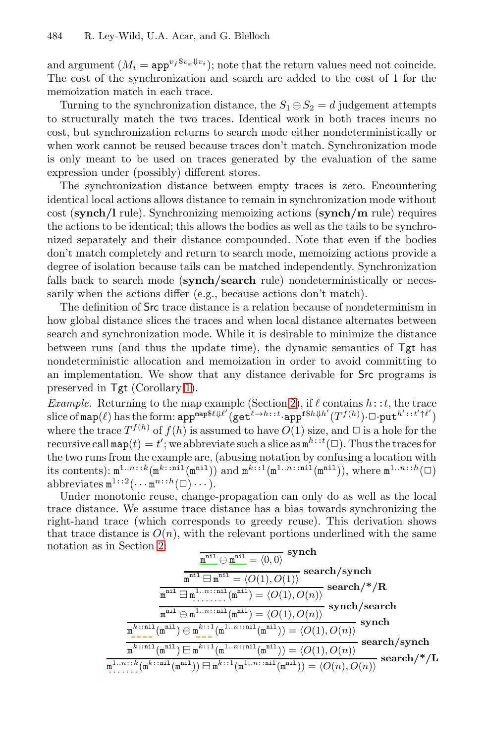and argument ($M_i = \mathtt{app}^{v_f \$ v_x \Downarrow v_i}$); note that the return values need not coincide. The cost of the synchronization and search are added to the cost of 1 for the memoization match in each trace.

Turning to the synchronization distance, the $S_1 \ominus S_2 = d$ judgement attempts to structurally match the two traces. Identical work in both traces incurs no cost, but synchronization returns to search mode either nondeterministically or when work cannot be reused because traces don't match. Synchronization mode is only meant to be used on traces generated by the evaluation of the same expression under (possibly) different stores.

The synchronization distance between empty traces is zero. Encountering identical local actions allows distance to remain in synchronization mode without cost (**synch/l** rule). Synchronizing memoizing actions (**synch/m** rule) requires the actions to be identical; this allows the bodies as well as the tails to be synchronized separately and their distance compounded. Note that even if the bodies don't match completely and return to search mode, memoizing actions provide a degree of isolation because tails can be matched independently. Synchronization falls back to search mode (**synch/search** rule) nondeterministically or necessarily when the actions differ (e.g., because actions don't match).

The definition of Src trace distance is a relation because of nondeterminism in how global distance slices the traces and when local distance alternates between search and synchronization mode. While it is desirable to minimize the distance between runs (and thus the update time), the dynamic semantics of Tgt has nondeterministic allocation and memoization in order to avoid committing to an implementation. We show that any distance derivable for Src programs is preserved in Tgt (Corollary 1).

*Example.* Returning to the map example (Section 2), if $\ell$ contains $h::t$, the trace slice of $\mathtt{map}(\ell)$ has the form: $\mathtt{app}^{\mathtt{map}\$\ell\Downarrow\ell'}(\mathtt{get}^{\ell \to h::t} \cdot \mathtt{app}^{\mathtt{f}\$h\Downarrow h'}(T^{f(h)}) \cdot \Box \cdot \mathtt{put}^{h'::t' \uparrow \ell'})$ where the trace $T^{f(h)}$ of $f(h)$ is assumed to have $O(1)$ size, and $\Box$ is a hole for the recursive call $\mathtt{map}(t) = t'$; we abbreviate such a slice as $\mathtt{m}^{h::t}(\Box)$. Thus the traces for the two runs from the example are, (abusing notation by confusing a location with its contents): $\mathtt{m}^{1..n::k}(\mathtt{m}^{k::\mathtt{nil}}(\mathtt{m}^{\mathtt{nil}}))$ and $\mathtt{m}^{k::1}(\mathtt{m}^{1..n::\mathtt{nil}}(\mathtt{m}^{\mathtt{nil}}))$, where $\mathtt{m}^{1..n::h}(\Box)$ abbreviates $\mathtt{m}^{1::2}(\cdots \mathtt{m}^{n::h}(\Box)\cdots)$.

Under monotonic reuse, change-propagation can only do as well as the local trace distance. We assume trace distance has a bias towards synchronizing the right-hand trace (which corresponds to greedy reuse). This derivation shows that trace distance is $O(n)$, with the relevant portions underlined with the same notation as in Section 2:

$$
\dfrac{\dfrac{\dfrac{\dfrac{\dfrac{\dfrac{\dfrac{}{\underline{\mathtt{m}^{\mathtt{nil}}} \ominus \underline{\mathtt{m}^{\mathtt{nil}}} = \langle 0, 0\rangle}\ \textbf{synch}}{\mathtt{m}^{\mathtt{nil}} \boxminus \mathtt{m}^{\mathtt{nil}} = \langle O(1), O(1)\rangle}\ \textbf{search/synch}}{\mathtt{m}^{\mathtt{nil}} \boxminus \underline{\mathtt{m}^{1..n::\mathtt{nil}}}(\mathtt{m}^{\mathtt{nil}}) = \langle O(1), O(n)\rangle}\ \textbf{search/*/R}}{\mathtt{m}^{\mathtt{nil}} \ominus \mathtt{m}^{1..n::\mathtt{nil}}(\mathtt{m}^{\mathtt{nil}}) = \langle O(1), O(n)\rangle}\ \textbf{synch/search}}{\underline{\mathtt{m}^{k::\mathtt{nil}}}(\mathtt{m}^{\mathtt{nil}}) \ominus \underline{\mathtt{m}^{k::1}}(\mathtt{m}^{1..n::\mathtt{nil}}(\mathtt{m}^{\mathtt{nil}})) = \langle O(1), O(n)\rangle}\ \textbf{synch}}{\mathtt{m}^{k::\mathtt{nil}}(\mathtt{m}^{\mathtt{nil}}) \boxminus \mathtt{m}^{k::1}(\mathtt{m}^{1..n::\mathtt{nil}}(\mathtt{m}^{\mathtt{nil}})) = \langle O(1), O(n)\rangle}\ \textbf{search/synch}}{\underline{\mathtt{m}^{1..n::k}}(\mathtt{m}^{k::\mathtt{nil}}(\mathtt{m}^{\mathtt{nil}})) \boxminus \mathtt{m}^{k::1}(\mathtt{m}^{1..n::\mathtt{nil}}(\mathtt{m}^{\mathtt{nil}})) = \langle O(n), O(n)\rangle}\ \textbf{search/*/L}
$$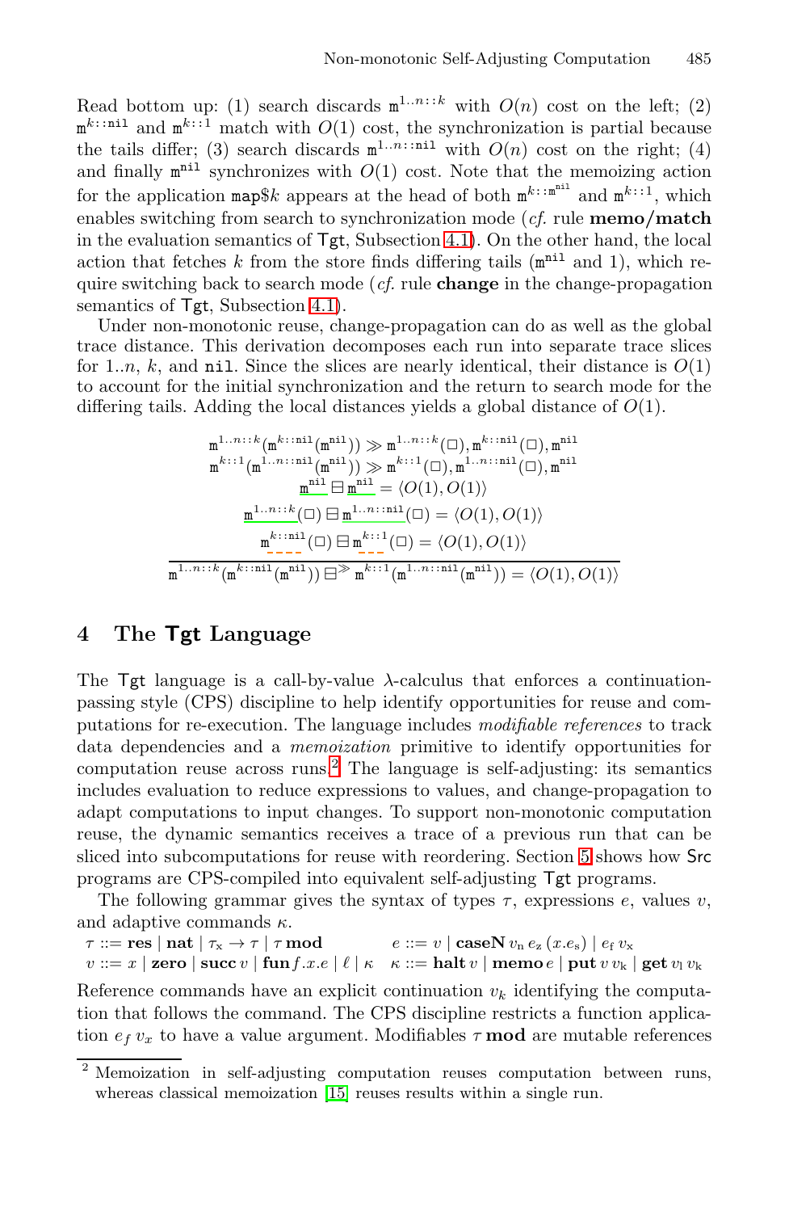Read bottom up: (1) search discards $\mathtt{m}^{1..n::k}$ with $O(n)$ cost on the left; (2) $\mathtt{m}^{k::\mathtt{nil}}$ and $\mathtt{m}^{k::1}$ match with $O(1)$ cost, the synchronization is partial because the tails differ; (3) search discards $\mathtt{m}^{1..n::\mathtt{nil}}$ with $O(n)$ cost on the right; (4) and finally $\mathtt{m}^{\mathtt{nil}}$ synchronizes with $O(1)$ cost. Note that the memoizing action for the application $\mathtt{map}\$k$ appears at the head of both $\mathtt{m}^{k::\mathtt{m}^{\mathtt{nil}}}$ and $\mathtt{m}^{k::1}$, which enables switching from search to synchronization mode (*cf.* rule **memo/match** in the evaluation semantics of Tgt, Subsection 4.1). On the other hand, the local action that fetches $k$ from the store finds differing tails ($\mathtt{m}^{\mathtt{nil}}$ and 1), which require switching back to search mode (*cf.* rule **change** in the change-propagation semantics of Tgt, Subsection 4.1).

Under non-monotonic reuse, change-propagation can do as well as the global trace distance. This derivation decomposes each run into separate trace slices for $1..n$, $k$, and $\mathtt{nil}$. Since the slices are nearly identical, their distance is $O(1)$ to account for the initial synchronization and the return to search mode for the differing tails. Adding the local distances yields a global distance of $O(1)$.

$$
\frac{
\begin{array}{c}
\mathtt{m}^{1..n::k}(\mathtt{m}^{k::\mathtt{nil}}(\mathtt{m}^{\mathtt{nil}})) \gg \mathtt{m}^{1..n::k}(\square), \mathtt{m}^{k::\mathtt{nil}}(\square), \mathtt{m}^{\mathtt{nil}} \\
\mathtt{m}^{k::1}(\mathtt{m}^{1..n::\mathtt{nil}}(\mathtt{m}^{\mathtt{nil}})) \gg \mathtt{m}^{k::1}(\square), \mathtt{m}^{1..n::\mathtt{nil}}(\square), \mathtt{m}^{\mathtt{nil}} \\
\underline{\mathtt{m}^{\mathtt{nil}}} \boxminus \underline{\mathtt{m}^{\mathtt{nil}}} = \langle O(1), O(1) \rangle \\
\underline{\mathtt{m}^{1..n::k}}(\square) \boxminus \underline{\mathtt{m}^{1..n::\mathtt{nil}}}(\square) = \langle O(1), O(1) \rangle \\
\underline{\mathtt{m}}^{k::\mathtt{nil}}(\square) \boxminus \underline{\mathtt{m}}^{k::1}(\square) = \langle O(1), O(1) \rangle
\end{array}
}{
\mathtt{m}^{1..n::k}(\mathtt{m}^{k::\mathtt{nil}}(\mathtt{m}^{\mathtt{nil}})) \boxminus^{\gg} \mathtt{m}^{k::1}(\mathtt{m}^{1..n::\mathtt{nil}}(\mathtt{m}^{\mathtt{nil}})) = \langle O(1), O(1) \rangle
}
$$

## 4 The Tgt Language

The Tgt language is a call-by-value $\lambda$-calculus that enforces a continuation-passing style (CPS) discipline to help identify opportunities for reuse and computations for re-execution. The language includes *modifiable references* to track data dependencies and a *memoization* primitive to identify opportunities for computation reuse across runs.[2] The language is self-adjusting: its semantics includes evaluation to reduce expressions to values, and change-propagation to adapt computations to input changes. To support non-monotonic computation reuse, the dynamic semantics receives a trace of a previous run that can be sliced into subcomputations for reuse with reordering. Section 5 shows how Src programs are CPS-compiled into equivalent self-adjusting Tgt programs.

The following grammar gives the syntax of types $\tau$, expressions $e$, values $v$, and adaptive commands $\kappa$.

$$
\begin{array}{ll}
\tau ::= \mathbf{res} \mid \mathbf{nat} \mid \tau_{\mathrm{x}} \to \tau \mid \tau\,\mathbf{mod} & \quad e ::= v \mid \mathbf{caseN}\, v_{\mathrm{n}}\, e_{\mathrm{z}}\, (x.e_{\mathrm{s}}) \mid e_{\mathrm{f}}\, v_{\mathrm{x}} \\
v ::= x \mid \mathbf{zero} \mid \mathbf{succ}\, v \mid \mathbf{fun}\, f.x.e \mid \ell \mid \kappa & \quad \kappa ::= \mathbf{halt}\, v \mid \mathbf{memo}\, e \mid \mathbf{put}\, v\, v_{\mathrm{k}} \mid \mathbf{get}\, v_{\mathrm{l}}\, v_{\mathrm{k}}
\end{array}
$$

Reference commands have an explicit continuation $v_k$ identifying the computation that follows the command. The CPS discipline restricts a function application $e_f\, v_x$ to have a value argument. Modifiables $\tau\,\mathbf{mod}$ are mutable references

---

[2] Memoization in self-adjusting computation reuses computation between runs, whereas classical memoization [15] reuses results within a single run.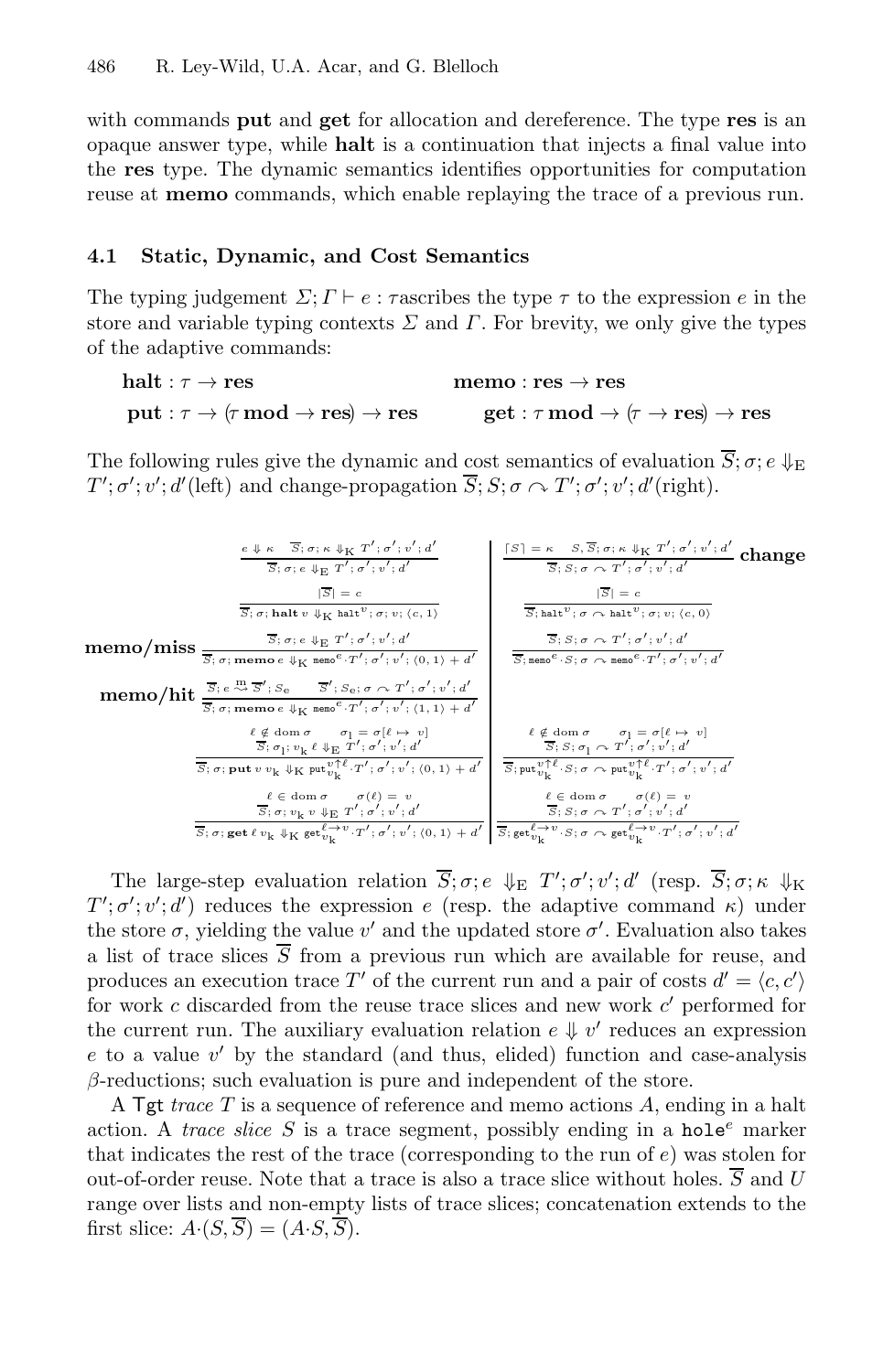with commands **put** and **get** for allocation and dereference. The type **res** is an opaque answer type, while **halt** is a continuation that injects a final value into the **res** type. The dynamic semantics identifies opportunities for computation reuse at **memo** commands, which enable replaying the trace of a previous run.

### 4.1 Static, Dynamic, and Cost Semantics

The typing judgement $\Sigma; \Gamma \vdash e : \tau$ascribes the type $\tau$ to the expression $e$ in the store and variable typing contexts $\Sigma$ and $\Gamma$. For brevity, we only give the types of the adaptive commands:

$$\textbf{halt} : \tau \to \textbf{res} \qquad\qquad \textbf{memo} : \textbf{res} \to \textbf{res}$$

$$\textbf{put} : \tau \to (\tau\,\textbf{mod} \to \textbf{res}) \to \textbf{res} \qquad \textbf{get} : \tau\,\textbf{mod} \to (\tau \to \textbf{res}) \to \textbf{res}$$

The following rules give the dynamic and cost semantics of evaluation $\overline{S}; \sigma; e \Downarrow_{\mathrm{E}} T'; \sigma'; v'; d'$(left) and change-propagation $\overline{S}; S; \sigma \curvearrowright T'; \sigma'; v'; d'$(right).

$$\frac{e \Downarrow \kappa \quad \overline{S}; \sigma; \kappa \Downarrow_{\mathrm{K}} T'; \sigma'; v'; d'}{\overline{S}; \sigma; e \Downarrow_{\mathrm{E}} T'; \sigma'; v'; d'} \qquad\qquad \textbf{change}\ \frac{\lceil S \rceil = \kappa \quad S, \overline{S}; \sigma; \kappa \Downarrow_{\mathrm{K}} T'; \sigma'; v'; d'}{\overline{S}; S; \sigma \curvearrowright T'; \sigma'; v'; d'}$$

$$\frac{|\overline{S}| = c}{\overline{S}; \sigma; \textbf{halt}\, v \Downarrow_{\mathrm{K}} \mathtt{halt}^{v}; \sigma; v; \langle c, 1\rangle} \qquad\qquad \frac{|\overline{S}| = c}{\overline{S}; \mathtt{halt}^{v}; \sigma \curvearrowright \mathtt{halt}^{v}; \sigma; v; \langle c, 0\rangle}$$

$$\textbf{memo/miss}\ \frac{\overline{S}; \sigma; e \Downarrow_{\mathrm{E}} T'; \sigma'; v'; d'}{\overline{S}; \sigma; \textbf{memo}\, e \Downarrow_{\mathrm{K}} \mathtt{memo}^{e}\cdot T'; \sigma'; v'; \langle 0, 1\rangle + d'} \qquad\qquad \frac{\overline{S}; S; \sigma \curvearrowright T'; \sigma'; v'; d'}{\overline{S}; \mathtt{memo}^{e}\cdot S; \sigma \curvearrowright \mathtt{memo}^{e}\cdot T'; \sigma'; v'; d'}$$

$$\textbf{memo/hit}\ \frac{\overline{S}; e \overset{\mathrm{m}}{\rightsquigarrow} \overline{S}'; S_{\mathrm{e}} \quad \overline{S}'; S_{\mathrm{e}}; \sigma \curvearrowright T'; \sigma'; v'; d'}{\overline{S}; \sigma; \textbf{memo}\, e \Downarrow_{\mathrm{K}} \mathtt{memo}^{e}\cdot T'; \sigma'; v'; \langle 1, 1\rangle + d'}$$

$$\frac{\ell \notin \mathrm{dom}\,\sigma \quad \sigma_1 = \sigma[\ell \mapsto v] \quad \overline{S}; \sigma_1; v_{\mathrm{k}}\,\ell \Downarrow_{\mathrm{E}} T'; \sigma'; v'; d'}{\overline{S}; \sigma; \textbf{put}\, v\, v_{\mathrm{k}} \Downarrow_{\mathrm{K}} \mathtt{put}^{v\uparrow\ell}_{v_{\mathrm{k}}}\cdot T'; \sigma'; v'; \langle 0, 1\rangle + d'} \qquad \frac{\ell \notin \mathrm{dom}\,\sigma \quad \sigma_1 = \sigma[\ell \mapsto v] \quad \overline{S}; S; \sigma_1 \curvearrowright T'; \sigma'; v'; d'}{\overline{S}; \mathtt{put}^{v\uparrow\ell}_{v_{\mathrm{k}}}\cdot S; \sigma \curvearrowright \mathtt{put}^{v\uparrow\ell}_{v_{\mathrm{k}}}\cdot T'; \sigma'; v'; d'}$$

$$\frac{\ell \in \mathrm{dom}\,\sigma \quad \sigma(\ell) = v \quad \overline{S}; \sigma; v_{\mathrm{k}}\, v \Downarrow_{\mathrm{E}} T'; \sigma'; v'; d'}{\overline{S}; \sigma; \textbf{get}\,\ell\, v_{\mathrm{k}} \Downarrow_{\mathrm{K}} \mathtt{get}^{\ell\to v}_{v_{\mathrm{k}}}\cdot T'; \sigma'; v'; \langle 0, 1\rangle + d'} \qquad \frac{\ell \in \mathrm{dom}\,\sigma \quad \sigma(\ell) = v \quad \overline{S}; S; \sigma \curvearrowright T'; \sigma'; v'; d'}{\overline{S}; \mathtt{get}^{\ell\to v}_{v_{\mathrm{k}}}\cdot S; \sigma \curvearrowright \mathtt{get}^{\ell\to v}_{v_{\mathrm{k}}}\cdot T'; \sigma'; v'; d'}$$

The large-step evaluation relation $\overline{S}; \sigma; e \Downarrow_{\mathrm{E}} T'; \sigma'; v'; d'$ (resp. $\overline{S}; \sigma; \kappa \Downarrow_{\mathrm{K}} T'; \sigma'; v'; d'$) reduces the expression $e$ (resp. the adaptive command $\kappa$) under the store $\sigma$, yielding the value $v'$ and the updated store $\sigma'$. Evaluation also takes a list of trace slices $\overline{S}$ from a previous run which are available for reuse, and produces an execution trace $T'$ of the current run and a pair of costs $d' = \langle c, c'\rangle$ for work $c$ discarded from the reuse trace slices and new work $c'$ performed for the current run. The auxiliary evaluation relation $e \Downarrow v'$ reduces an expression $e$ to a value $v'$ by the standard (and thus, elided) function and case-analysis $\beta$-reductions; such evaluation is pure and independent of the store.

A Tgt *trace* $T$ is a sequence of reference and memo actions $A$, ending in a halt action. A *trace slice* $S$ is a trace segment, possibly ending in a $\mathtt{hole}^{e}$ marker that indicates the rest of the trace (corresponding to the run of $e$) was stolen for out-of-order reuse. Note that a trace is also a trace slice without holes. $\overline{S}$ and $U$ range over lists and non-empty lists of trace slices; concatenation extends to the first slice: $A\cdot(S, \overline{S}) = (A\cdot S, \overline{S})$.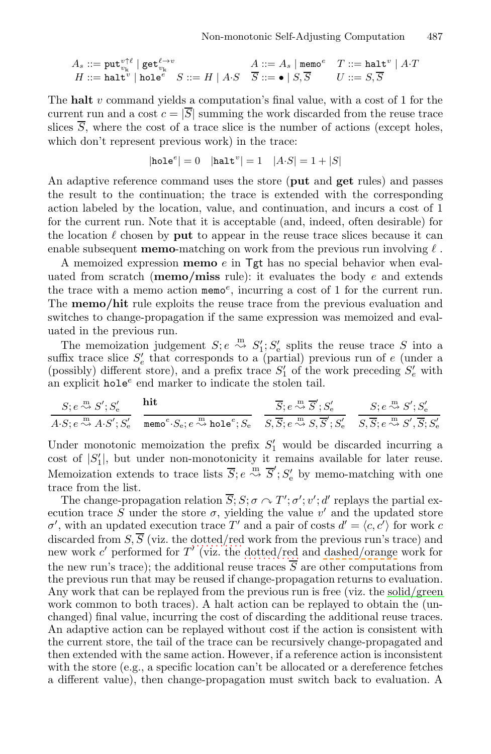$$A_s ::= \mathtt{put}^{v\uparrow\ell}_{v_k} \mid \mathtt{get}^{\ell\to v}_{v_k} \qquad A ::= A_s \mid \mathtt{memo}^e \qquad T ::= \mathtt{halt}^v \mid A{\cdot}T$$
$$H ::= \mathtt{halt}^v \mid \mathtt{hole}^e \qquad S ::= H \mid A{\cdot}S \qquad \overline{S} ::= \bullet \mid S, \overline{S} \qquad U ::= S, \overline{S}$$

The **halt** $v$ command yields a computation's final value, with a cost of 1 for the current run and a cost $c = |\overline{S}|$ summing the work discarded from the reuse trace slices $\overline{S}$, where the cost of a trace slice is the number of actions (except holes, which don't represent previous work) in the trace:

$$|\mathtt{hole}^e| = 0 \quad |\mathtt{halt}^v| = 1 \quad |A{\cdot}S| = 1 + |S|$$

An adaptive reference command uses the store (**put** and **get** rules) and passes the result to the continuation; the trace is extended with the corresponding action labeled by the location, value, and continuation, and incurs a cost of 1 for the current run. Note that it is acceptable (and, indeed, often desirable) for the location $\ell$ chosen by **put** to appear in the reuse trace slices because it can enable subsequent **memo**-matching on work from the previous run involving $\ell$.

A memoized expression **memo** $e$ in $\mathsf{Tgt}$ has no special behavior when evaluated from scratch (**memo/miss** rule): it evaluates the body $e$ and extends the trace with a memo action $\mathtt{memo}^e$, incurring a cost of 1 for the current run. The **memo/hit** rule exploits the reuse trace from the previous evaluation and switches to change-propagation if the same expression was memoized and evaluated in the previous run.

The memoization judgement $S; e \overset{\text{m}}{\leadsto} S'_1; S'_e$ splits the reuse trace $S$ into a suffix trace slice $S'_e$ that corresponds to a (partial) previous run of $e$ (under a (possibly) different store), and a prefix trace $S'_1$ of the work preceding $S'_e$ with an explicit $\mathtt{hole}^e$ end marker to indicate the stolen tail.

$$\frac{S; e \overset{\text{m}}{\leadsto} S'; S'_e}{A{\cdot}S; e \overset{\text{m}}{\leadsto} A{\cdot}S'; S'_e} \qquad \frac{\textbf{hit}}{\mathtt{memo}^e{\cdot}S_e; e \overset{\text{m}}{\leadsto} \mathtt{hole}^e; S_e} \qquad \frac{\overline{S}; e \overset{\text{m}}{\leadsto} \overline{S}'; S'_e}{S, \overline{S}; e \overset{\text{m}}{\leadsto} S, \overline{S}'; S'_e} \qquad \frac{S; e \overset{\text{m}}{\leadsto} S'; S'_e}{S, \overline{S}; e \overset{\text{m}}{\leadsto} S', \overline{S}; S'_e}$$

Under monotonic memoization the prefix $S'_1$ would be discarded incurring a cost of $|S'_1|$, but under non-monotonicity it remains available for later reuse. Memoization extends to trace lists $\overline{S}; e \overset{\text{m}}{\leadsto} \overline{S}'; S'_e$ by memo-matching with one trace from the list.

The change-propagation relation $\overline{S}; S; \sigma \curvearrowright T'; \sigma'; v'; d'$ replays the partial execution trace $S$ under the store $\sigma$, yielding the value $v'$ and the updated store $\sigma'$, with an updated execution trace $T'$ and a pair of costs $d' = \langle c, c' \rangle$ for work $c$ discarded from $S, \overline{S}$ (viz. the dotted/red work from the previous run's trace) and new work $c'$ performed for $T'$ (viz. the dotted/red and dashed/orange work for the new run's trace); the additional reuse traces $\overline{S}$ are other computations from the previous run that may be reused if change-propagation returns to evaluation. Any work that can be replayed from the previous run is free (viz. the solid/green work common to both traces). A halt action can be replayed to obtain the (unchanged) final value, incurring the cost of discarding the additional reuse traces. An adaptive action can be replayed without cost if the action is consistent with the current store, the tail of the trace can be recursively change-propagated and then extended with the same action. However, if a reference action is inconsistent with the store (e.g., a specific location can't be allocated or a dereference fetches a different value), then change-propagation must switch back to evaluation. A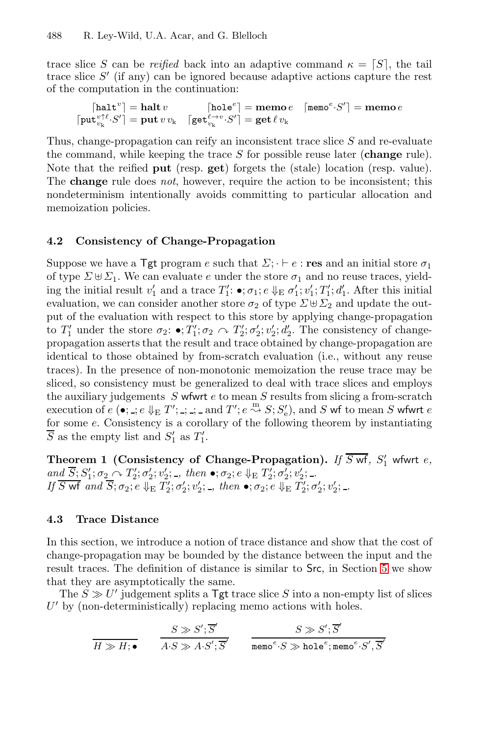trace slice $S$ can be *reified* back into an adaptive command $\kappa = \lceil S \rceil$, the tail trace slice $S'$ (if any) can be ignored because adaptive actions capture the rest of the computation in the continuation:

$$\lceil \mathtt{halt}^{v} \rceil = \mathbf{halt}\, v \qquad \lceil \mathtt{hole}^{e} \rceil = \mathbf{memo}\, e \quad \lceil \mathtt{memo}^{e} {\cdot} S' \rceil = \mathbf{memo}\, e$$
$$\lceil \mathtt{put}^{v \uparrow \ell}_{v_k} {\cdot} S' \rceil = \mathbf{put}\, v\, v_k \quad \lceil \mathtt{get}^{\ell \rightarrow v}_{v_k} {\cdot} S' \rceil = \mathbf{get}\, \ell\, v_k$$

Thus, change-propagation can reify an inconsistent trace slice $S$ and re-evaluate the command, while keeping the trace $S$ for possible reuse later (**change** rule). Note that the reified **put** (resp. **get**) forgets the (stale) location (resp. value). The **change** rule does *not*, however, require the action to be inconsistent; this nondeterminism intentionally avoids committing to particular allocation and memoization policies.

### 4.2 Consistency of Change-Propagation

Suppose we have a Tgt program $e$ such that $\Sigma; \cdot \vdash e : \mathbf{res}$ and an initial store $\sigma_1$ of type $\Sigma \uplus \Sigma_1$. We can evaluate $e$ under the store $\sigma_1$ and no reuse traces, yielding the initial result $v_1'$ and a trace $T_1'$: $\bullet; \sigma_1; e \Downarrow_{\mathrm{E}} \sigma_1'; v_1'; T_1'; d_1'$. After this initial evaluation, we can consider another store $\sigma_2$ of type $\Sigma \uplus \Sigma_2$ and update the output of the evaluation with respect to this store by applying change-propagation to $T_1'$ under the store $\sigma_2$: $\bullet; T_1'; \sigma_2 \curvearrowright T_2'; \sigma_2'; v_2'; d_2'$. The consistency of change-propagation asserts that the result and trace obtained by change-propagation are identical to those obtained by from-scratch evaluation (i.e., without any reuse traces). In the presence of non-monotonic memoization the reuse trace may be sliced, so consistency must be generalized to deal with trace slices and employs the auxiliary judgements $S$ wfwrt $e$ to mean $S$ results from slicing a from-scratch execution of $e$ ($\bullet; \_; e \Downarrow_{\mathrm{E}} T'; \_; \_; \_$ and $T'; e \overset{\mathrm{m}}{\rightsquigarrow} S; S_e'$), and $S$ wf to mean $S$ wfwrt $e$ for some $e$. Consistency is a corollary of the following theorem by instantiating $\overline{S}$ as the empty list and $S_1'$ as $T_1'$.

**Theorem 1 (Consistency of Change-Propagation).** *If $\overline{S \text{ wf}}$, $S_1'$ wfwrt $e$, and $\overline{S}; S_1'; \sigma_2 \curvearrowright T_2'; \sigma_2'; v_2'; \_$, then $\bullet; \sigma_2; e \Downarrow_{\mathrm{E}} T_2'; \sigma_2'; v_2'; \_$.*
*If $\overline{S \text{ wf}}$ and $\overline{S}; \sigma_2; e \Downarrow_{\mathrm{E}} T_2'; \sigma_2'; v_2'; \_$, then $\bullet; \sigma_2; e \Downarrow_{\mathrm{E}} T_2'; \sigma_2'; v_2'; \_$.*

### 4.3 Trace Distance

In this section, we introduce a notion of trace distance and show that the cost of change-propagation may be bounded by the distance between the input and the result traces. The definition of distance is similar to Src, in Section 5 we show that they are asymptotically the same.

The $S \gg U'$ judgement splits a Tgt trace slice $S$ into a non-empty list of slices $U'$ by (non-deterministically) replacing memo actions with holes.

$$\frac{}{H \gg H; \bullet} \qquad \frac{S \gg S'; \overline{S}'}{A{\cdot}S \gg A{\cdot}S'; \overline{S}'} \qquad \frac{S \gg S'; \overline{S}'}{\mathtt{memo}^{e}{\cdot}S \gg \mathtt{hole}^{e}; \mathtt{memo}^{e}{\cdot}S', \overline{S}'}$$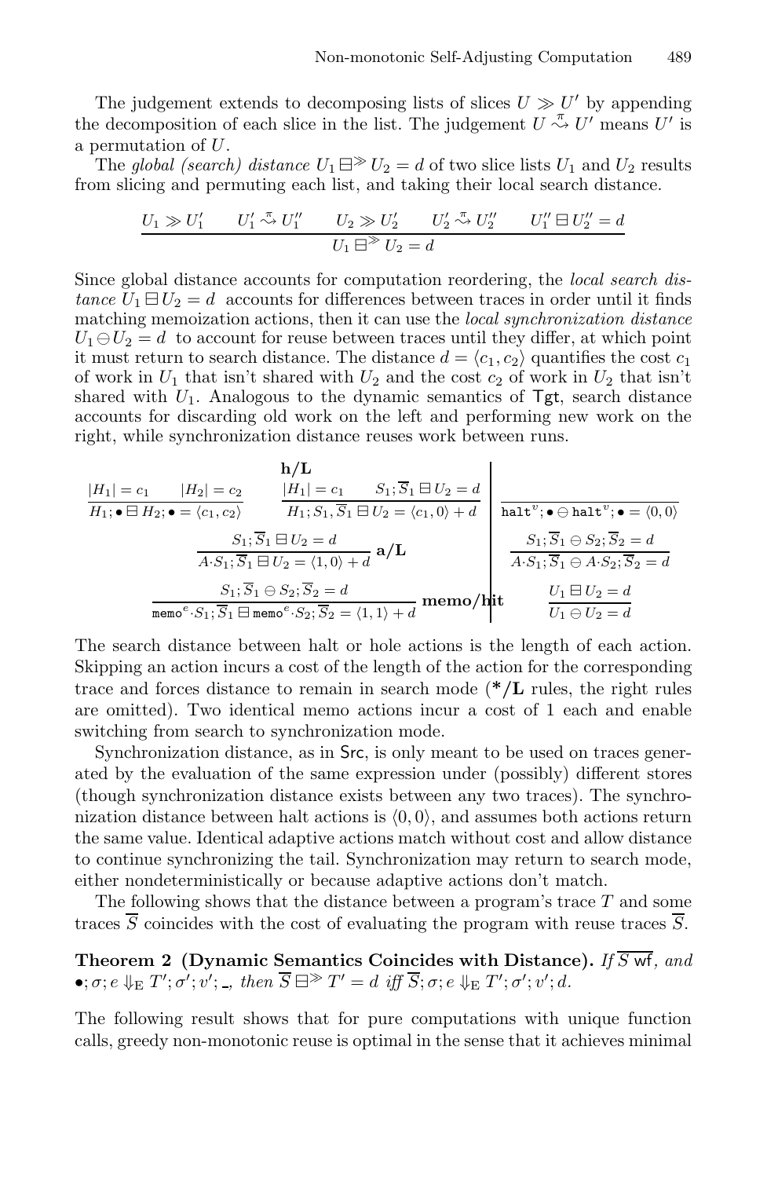The judgement extends to decomposing lists of slices $U \gg U'$ by appending the decomposition of each slice in the list. The judgement $U \overset{\pi}{\rightsquigarrow} U'$ means $U'$ is a permutation of $U$.

The *global (search) distance* $U_1 \boxminus^{\gg} U_2 = d$ of two slice lists $U_1$ and $U_2$ results from slicing and permuting each list, and taking their local search distance.

$$\frac{U_1 \gg U_1' \qquad U_1' \overset{\pi}{\rightsquigarrow} U_1'' \qquad U_2 \gg U_2' \qquad U_2' \overset{\pi}{\rightsquigarrow} U_2'' \qquad U_1'' \boxminus U_2'' = d}{U_1 \boxminus^{\gg} U_2 = d}$$

Since global distance accounts for computation reordering, the *local search distance* $U_1 \boxminus U_2 = d$ accounts for differences between traces in order until it finds matching memoization actions, then it can use the *local synchronization distance* $U_1 \ominus U_2 = d$ to account for reuse between traces until they differ, at which point it must return to search distance. The distance $d = \langle c_1, c_2 \rangle$ quantifies the cost $c_1$ of work in $U_1$ that isn't shared with $U_2$ and the cost $c_2$ of work in $U_2$ that isn't shared with $U_1$. Analogous to the dynamic semantics of $\mathsf{Tgt}$, search distance accounts for discarding old work on the left and performing new work on the right, while synchronization distance reuses work between runs.

$$\frac{|H_1| = c_1 \qquad |H_2| = c_2}{H_1; \bullet \boxminus H_2; \bullet = \langle c_1, c_2 \rangle} \qquad \frac{|H_1| = c_1 \qquad S_1; \overline{S}_1 \boxminus U_2 = d}{H_1; S_1, \overline{S}_1 \boxminus U_2 = \langle c_1, 0 \rangle + d}\ \textbf{h/L} \qquad \frac{}{\mathtt{halt}^v; \bullet \ominus \mathtt{halt}^v; \bullet = \langle 0, 0 \rangle}$$

$$\frac{S_1; \overline{S}_1 \boxminus U_2 = d}{A{\cdot}S_1; \overline{S}_1 \boxminus U_2 = \langle 1, 0 \rangle + d}\ \textbf{a/L} \qquad \frac{S_1; \overline{S}_1 \ominus S_2; \overline{S}_2 = d}{A{\cdot}S_1; \overline{S}_1 \ominus A{\cdot}S_2; \overline{S}_2 = d}$$

$$\frac{S_1; \overline{S}_1 \ominus S_2; \overline{S}_2 = d}{\mathtt{memo}^e{\cdot}S_1; \overline{S}_1 \boxminus \mathtt{memo}^e{\cdot}S_2; \overline{S}_2 = \langle 1, 1 \rangle + d}\ \textbf{memo/hit} \qquad \frac{U_1 \boxminus U_2 = d}{U_1 \ominus U_2 = d}$$

The search distance between halt or hole actions is the length of each action. Skipping an action incurs a cost of the length of the action for the corresponding trace and forces distance to remain in search mode (**\*/L** rules, the right rules are omitted). Two identical memo actions incur a cost of 1 each and enable switching from search to synchronization mode.

Synchronization distance, as in $\mathsf{Src}$, is only meant to be used on traces generated by the evaluation of the same expression under (possibly) different stores (though synchronization distance exists between any two traces). The synchronization distance between halt actions is $\langle 0, 0 \rangle$, and assumes both actions return the same value. Identical adaptive actions match without cost and allow distance to continue synchronizing the tail. Synchronization may return to search mode, either nondeterministically or because adaptive actions don't match.

The following shows that the distance between a program's trace $T$ and some traces $\overline{S}$ coincides with the cost of evaluating the program with reuse traces $\overline{S}$.

**Theorem 2 (Dynamic Semantics Coincides with Distance).** *If* $\overline{S}\ \mathsf{wf}$*, and* $\bullet; \sigma; e \Downarrow_{\mathrm{E}} T'; \sigma'; v'; \_$*, then* $\overline{S} \boxminus^{\gg} T' = d$ *iff* $\overline{S}; \sigma; e \Downarrow_{\mathrm{E}} T'; \sigma'; v'; d$.

The following result shows that for pure computations with unique function calls, greedy non-monotonic reuse is optimal in the sense that it achieves minimal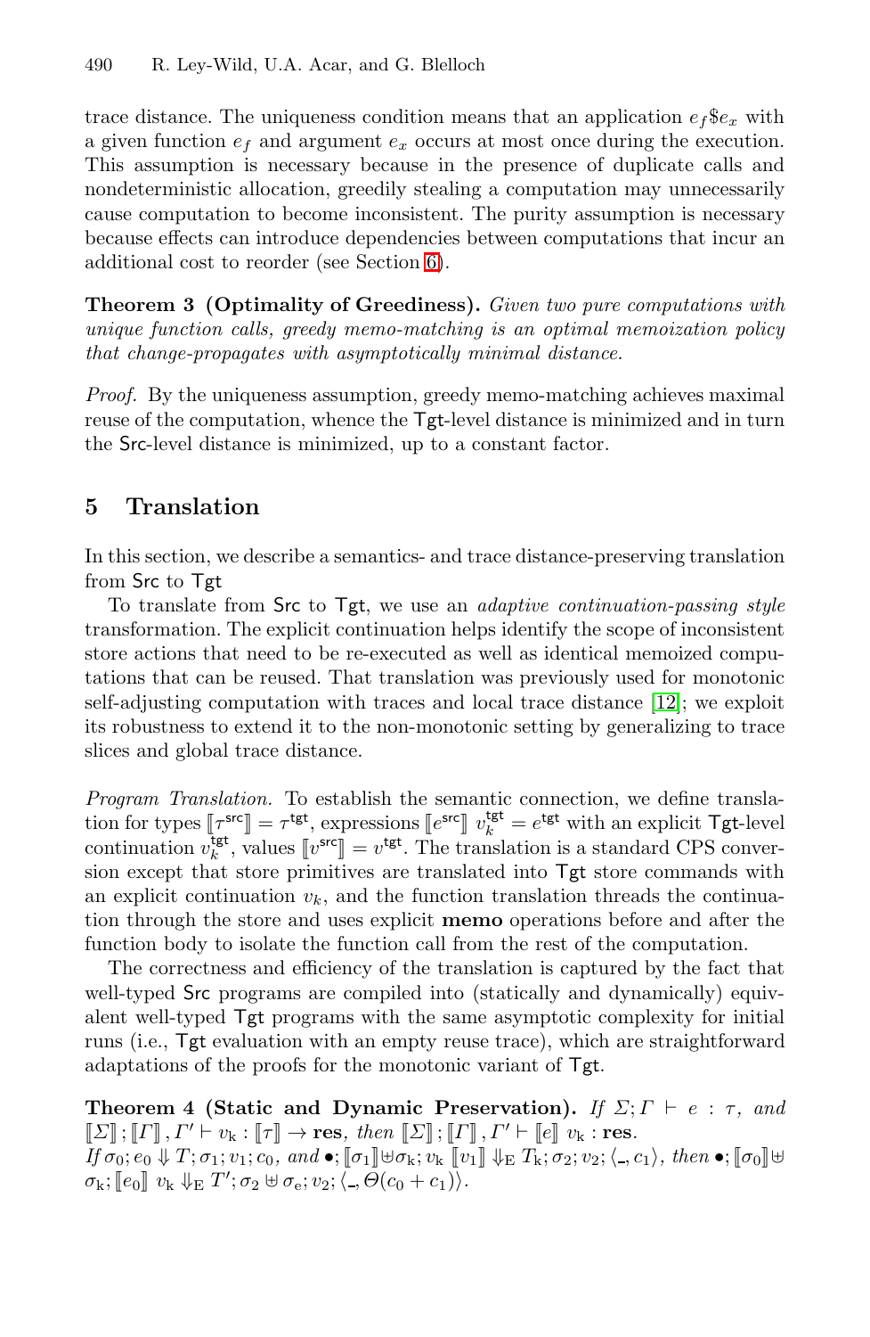trace distance. The uniqueness condition means that an application $e_f \$ e_x$ with a given function $e_f$ and argument $e_x$ occurs at most once during the execution. This assumption is necessary because in the presence of duplicate calls and nondeterministic allocation, greedily stealing a computation may unnecessarily cause computation to become inconsistent. The purity assumption is necessary because effects can introduce dependencies between computations that incur an additional cost to reorder (see Section 6).

**Theorem 3 (Optimality of Greediness).** *Given two pure computations with unique function calls, greedy memo-matching is an optimal memoization policy that change-propagates with asymptotically minimal distance.*

*Proof.* By the uniqueness assumption, greedy memo-matching achieves maximal reuse of the computation, whence the Tgt-level distance is minimized and in turn the Src-level distance is minimized, up to a constant factor.

## 5 Translation

In this section, we describe a semantics- and trace distance-preserving translation from Src to Tgt

To translate from Src to Tgt, we use an *adaptive continuation-passing style* transformation. The explicit continuation helps identify the scope of inconsistent store actions that need to be re-executed as well as identical memoized computations that can be reused. That translation was previously used for monotonic self-adjusting computation with traces and local trace distance [12]; we exploit its robustness to extend it to the non-monotonic setting by generalizing to trace slices and global trace distance.

*Program Translation.* To establish the semantic connection, we define translation for types $[\![\tau^{\mathsf{src}}]\!] = \tau^{\mathsf{tgt}}$, expressions $[\![e^{\mathsf{src}}]\!]\ v_k^{\mathsf{tgt}} = e^{\mathsf{tgt}}$ with an explicit Tgt-level continuation $v_k^{\mathsf{tgt}}$, values $[\![v^{\mathsf{src}}]\!] = v^{\mathsf{tgt}}$. The translation is a standard CPS conversion except that store primitives are translated into Tgt store commands with an explicit continuation $v_k$, and the function translation threads the continuation through the store and uses explicit **memo** operations before and after the function body to isolate the function call from the rest of the computation.

The correctness and efficiency of the translation is captured by the fact that well-typed Src programs are compiled into (statically and dynamically) equivalent well-typed Tgt programs with the same asymptotic complexity for initial runs (i.e., Tgt evaluation with an empty reuse trace), which are straightforward adaptations of the proofs for the monotonic variant of Tgt.

**Theorem 4 (Static and Dynamic Preservation).** *If $\Sigma; \Gamma \vdash e : \tau$, and $[\![\Sigma]\!]; [\![\Gamma]\!], \Gamma' \vdash v_{\mathrm{k}} : [\![\tau]\!] \to \mathbf{res}$, then $[\![\Sigma]\!]; [\![\Gamma]\!], \Gamma' \vdash [\![e]\!]\ v_{\mathrm{k}} : \mathbf{res}$.*
*If $\sigma_0; e_0 \Downarrow T; \sigma_1; v_1; c_0$, and $\bullet; [\![\sigma_1]\!] \uplus \sigma_{\mathrm{k}}; v_{\mathrm{k}}\ [\![v_1]\!] \Downarrow_{\mathrm{E}} T_{\mathrm{k}}; \sigma_2; v_2; \langle \_, c_1 \rangle$, then $\bullet; [\![\sigma_0]\!] \uplus \sigma_{\mathrm{k}}; [\![e_0]\!]\ v_{\mathrm{k}} \Downarrow_{\mathrm{E}} T'; \sigma_2 \uplus \sigma_{\mathrm{e}}; v_2; \langle \_, \Theta(c_0 + c_1) \rangle$.*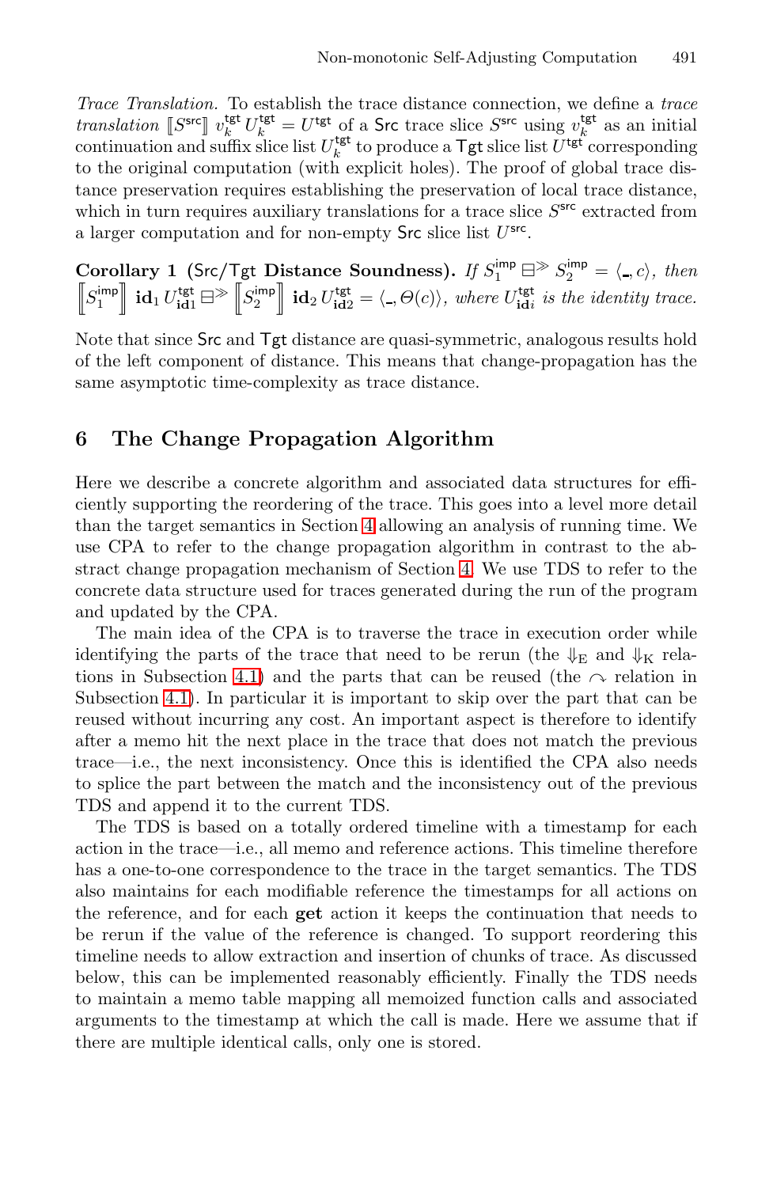*Trace Translation.* To establish the trace distance connection, we define a *trace translation* $[\![S^{\mathsf{src}}]\!]\ v_k^{\mathsf{tgt}}\ U_k^{\mathsf{tgt}} = U^{\mathsf{tgt}}$ of a $\mathsf{Src}$ trace slice $S^{\mathsf{src}}$ using $v_k^{\mathsf{tgt}}$ as an initial continuation and suffix slice list $U_k^{\mathsf{tgt}}$ to produce a $\mathsf{Tgt}$ slice list $U^{\mathsf{tgt}}$ corresponding to the original computation (with explicit holes). The proof of global trace distance preservation requires establishing the preservation of local trace distance, which in turn requires auxiliary translations for a trace slice $S^{\mathsf{src}}$ extracted from a larger computation and for non-empty $\mathsf{Src}$ slice list $U^{\mathsf{src}}$.

**Corollary 1** ($\mathsf{Src}/\mathsf{Tgt}$ **Distance Soundness).** *If* $S_1^{\mathsf{imp}} \boxminus\!\!\gg S_2^{\mathsf{imp}} = \langle \_, c\rangle$*, then* $\left[\!\left[S_1^{\mathsf{imp}}\right]\!\right]\ \mathbf{id}_1\ U_{\mathbf{id}1}^{\mathsf{tgt}} \boxminus\!\!\gg \left[\!\left[S_2^{\mathsf{imp}}\right]\!\right]\ \mathbf{id}_2\ U_{\mathbf{id}2}^{\mathsf{tgt}} = \langle \_, \Theta(c)\rangle$*, where* $U_{\mathbf{id}i}^{\mathsf{tgt}}$ *is the identity trace.*

Note that since $\mathsf{Src}$ and $\mathsf{Tgt}$ distance are quasi-symmetric, analogous results hold of the left component of distance. This means that change-propagation has the same asymptotic time-complexity as trace distance.

## 6 The Change Propagation Algorithm

Here we describe a concrete algorithm and associated data structures for efficiently supporting the reordering of the trace. This goes into a level more detail than the target semantics in Section 4 allowing an analysis of running time. We use CPA to refer to the change propagation algorithm in contrast to the abstract change propagation mechanism of Section 4. We use TDS to refer to the concrete data structure used for traces generated during the run of the program and updated by the CPA.

The main idea of the CPA is to traverse the trace in execution order while identifying the parts of the trace that need to be rerun (the $\Downarrow_{\mathrm{E}}$ and $\Downarrow_{\mathrm{K}}$ relations in Subsection 4.1) and the parts that can be reused (the $\curvearrowright$ relation in Subsection 4.1). In particular it is important to skip over the part that can be reused without incurring any cost. An important aspect is therefore to identify after a memo hit the next place in the trace that does not match the previous trace—i.e., the next inconsistency. Once this is identified the CPA also needs to splice the part between the match and the inconsistency out of the previous TDS and append it to the current TDS.

The TDS is based on a totally ordered timeline with a timestamp for each action in the trace—i.e., all memo and reference actions. This timeline therefore has a one-to-one correspondence to the trace in the target semantics. The TDS also maintains for each modifiable reference the timestamps for all actions on the reference, and for each **get** action it keeps the continuation that needs to be rerun if the value of the reference is changed. To support reordering this timeline needs to allow extraction and insertion of chunks of trace. As discussed below, this can be implemented reasonably efficiently. Finally the TDS needs to maintain a memo table mapping all memoized function calls and associated arguments to the timestamp at which the call is made. Here we assume that if there are multiple identical calls, only one is stored.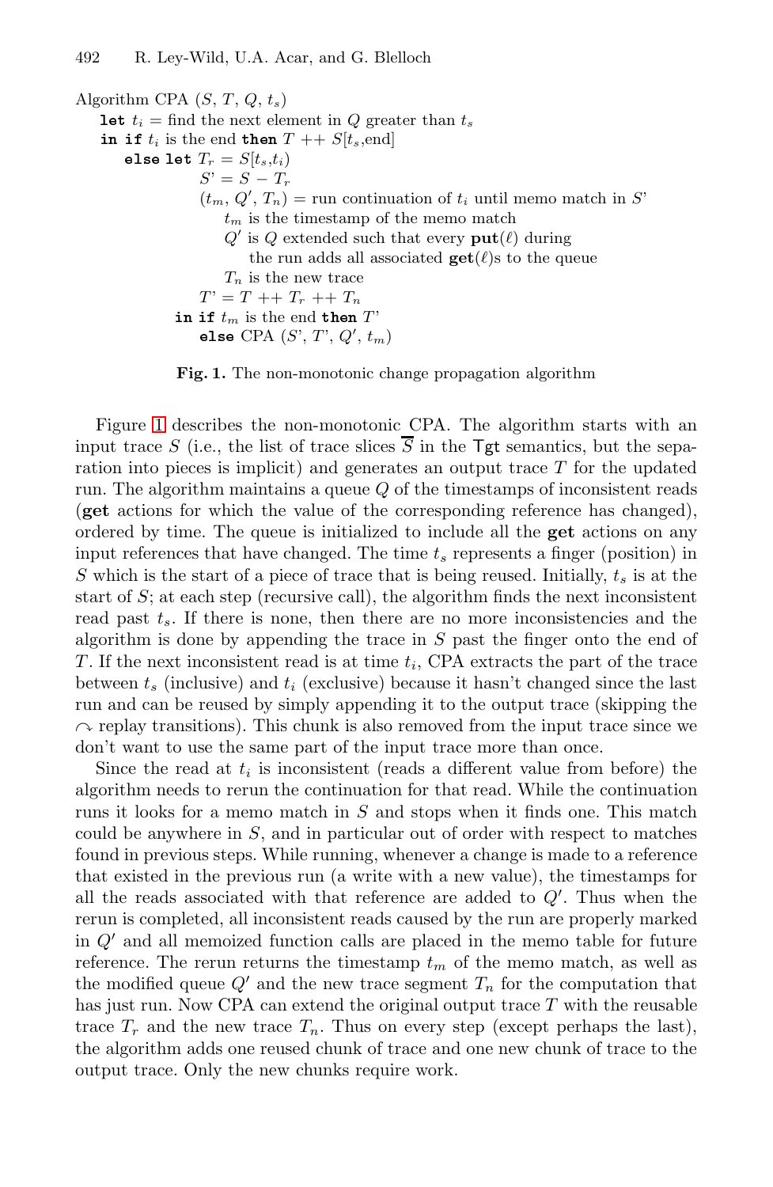```
Algorithm CPA (S, T, Q, t_s)
  let t_i = find the next element in Q greater than t_s
  in if t_i is the end then T ++ S[t_s,end]
     else let T_r = S[t_s,t_i)
              S' = S − T_r
              (t_m, Q', T_n) = run continuation of t_i until memo match in S'
                  t_m is the timestamp of the memo match
                  Q' is Q extended such that every put(ℓ) during
                      the run adds all associated get(ℓ)s to the queue
                  T_n is the new trace
              T' = T ++ T_r ++ T_n
          in if t_m is the end then T'
             else CPA (S', T', Q', t_m)
```

**Fig. 1.** The non-monotonic change propagation algorithm

Figure 1 describes the non-monotonic CPA. The algorithm starts with an input trace $S$ (i.e., the list of trace slices $\overline{S}$ in the Tgt semantics, but the separation into pieces is implicit) and generates an output trace $T$ for the updated run. The algorithm maintains a queue $Q$ of the timestamps of inconsistent reads (**get** actions for which the value of the corresponding reference has changed), ordered by time. The queue is initialized to include all the **get** actions on any input references that have changed. The time $t_s$ represents a finger (position) in $S$ which is the start of a piece of trace that is being reused. Initially, $t_s$ is at the start of $S$; at each step (recursive call), the algorithm finds the next inconsistent read past $t_s$. If there is none, then there are no more inconsistencies and the algorithm is done by appending the trace in $S$ past the finger onto the end of $T$. If the next inconsistent read is at time $t_i$, CPA extracts the part of the trace between $t_s$ (inclusive) and $t_i$ (exclusive) because it hasn't changed since the last run and can be reused by simply appending it to the output trace (skipping the $\curvearrowright$ replay transitions). This chunk is also removed from the input trace since we don't want to use the same part of the input trace more than once.

Since the read at $t_i$ is inconsistent (reads a different value from before) the algorithm needs to rerun the continuation for that read. While the continuation runs it looks for a memo match in $S$ and stops when it finds one. This match could be anywhere in $S$, and in particular out of order with respect to matches found in previous steps. While running, whenever a change is made to a reference that existed in the previous run (a write with a new value), the timestamps for all the reads associated with that reference are added to $Q'$. Thus when the rerun is completed, all inconsistent reads caused by the run are properly marked in $Q'$ and all memoized function calls are placed in the memo table for future reference. The rerun returns the timestamp $t_m$ of the memo match, as well as the modified queue $Q'$ and the new trace segment $T_n$ for the computation that has just run. Now CPA can extend the original output trace $T$ with the reusable trace $T_r$ and the new trace $T_n$. Thus on every step (except perhaps the last), the algorithm adds one reused chunk of trace and one new chunk of trace to the output trace. Only the new chunks require work.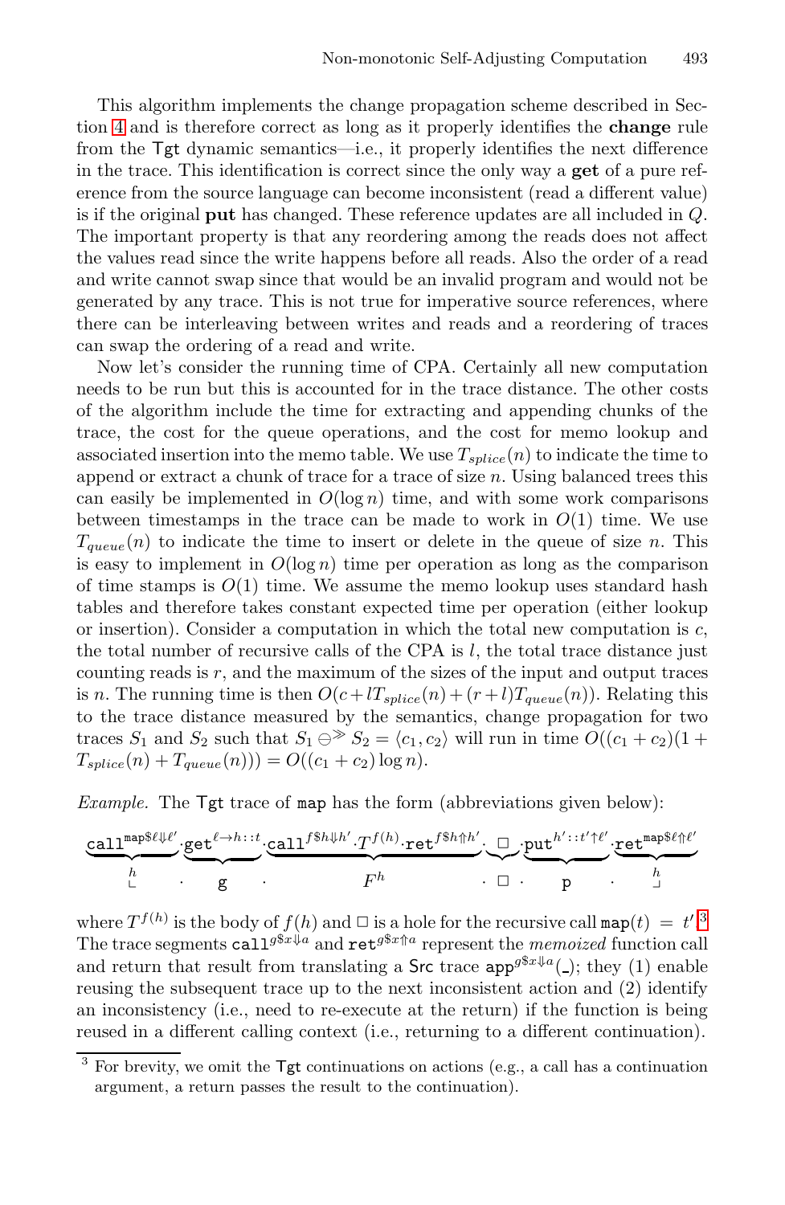This algorithm implements the change propagation scheme described in Section 4 and is therefore correct as long as it properly identifies the **change** rule from the Tgt dynamic semantics—i.e., it properly identifies the next difference in the trace. This identification is correct since the only way a **get** of a pure reference from the source language can become inconsistent (read a different value) is if the original **put** has changed. These reference updates are all included in $Q$. The important property is that any reordering among the reads does not affect the values read since the write happens before all reads. Also the order of a read and write cannot swap since that would be an invalid program and would not be generated by any trace. This is not true for imperative source references, where there can be interleaving between writes and reads and a reordering of traces can swap the ordering of a read and write.

Now let's consider the running time of CPA. Certainly all new computation needs to be run but this is accounted for in the trace distance. The other costs of the algorithm include the time for extracting and appending chunks of the trace, the cost for the queue operations, and the cost for memo lookup and associated insertion into the memo table. We use $T_{splice}(n)$ to indicate the time to append or extract a chunk of trace for a trace of size $n$. Using balanced trees this can easily be implemented in $O(\log n)$ time, and with some work comparisons between timestamps in the trace can be made to work in $O(1)$ time. We use $T_{queue}(n)$ to indicate the time to insert or delete in the queue of size $n$. This is easy to implement in $O(\log n)$ time per operation as long as the comparison of time stamps is $O(1)$ time. We assume the memo lookup uses standard hash tables and therefore takes constant expected time per operation (either lookup or insertion). Consider a computation in which the total new computation is $c$, the total number of recursive calls of the CPA is $l$, the total trace distance just counting reads is $r$, and the maximum of the sizes of the input and output traces is $n$. The running time is then $O(c + lT_{splice}(n) + (r + l)T_{queue}(n))$. Relating this to the trace distance measured by the semantics, change propagation for two traces $S_1$ and $S_2$ such that $S_1 \ominus^{\gg} S_2 = \langle c_1, c_2 \rangle$ will run in time $O((c_1 + c_2)(1 + T_{splice}(n) + T_{queue}(n))) = O((c_1 + c_2)\log n)$.

*Example.* The Tgt trace of `map` has the form (abbreviations given below):

$$\underbrace{\texttt{call}^{\texttt{map}\$\ell\Downarrow\ell'}}_{\llcorner^{h}} \cdot \underbrace{\texttt{get}^{\ell\to h::t}}_{\texttt{g}} \cdot \underbrace{\texttt{call}^{f\$h\Downarrow h'} \cdot T^{f(h)} \cdot \texttt{ret}^{f\$h\Uparrow h'}}_{F^{h}} \cdot \underbrace{\square}_{\square} \cdot \underbrace{\texttt{put}^{h'::t'\uparrow\ell'}}_{\texttt{p}} \cdot \underbrace{\texttt{ret}^{\texttt{map}\$\ell\Uparrow\ell'}}_{\lrcorner^{h}}$$

where $T^{f(h)}$ is the body of $f(h)$ and $\square$ is a hole for the recursive call $\texttt{map}(t) = t'$.[3] The trace segments $\texttt{call}^{g\$x\Downarrow a}$ and $\texttt{ret}^{g\$x\Uparrow a}$ represent the *memoized* function call and return that result from translating a Src trace $\texttt{app}^{g\$x\Downarrow a}(\_)$; they (1) enable reusing the subsequent trace up to the next inconsistent action and (2) identify an inconsistency (i.e., need to re-execute at the return) if the function is being reused in a different calling context (i.e., returning to a different continuation).

[3] For brevity, we omit the Tgt continuations on actions (e.g., a call has a continuation argument, a return passes the result to the continuation).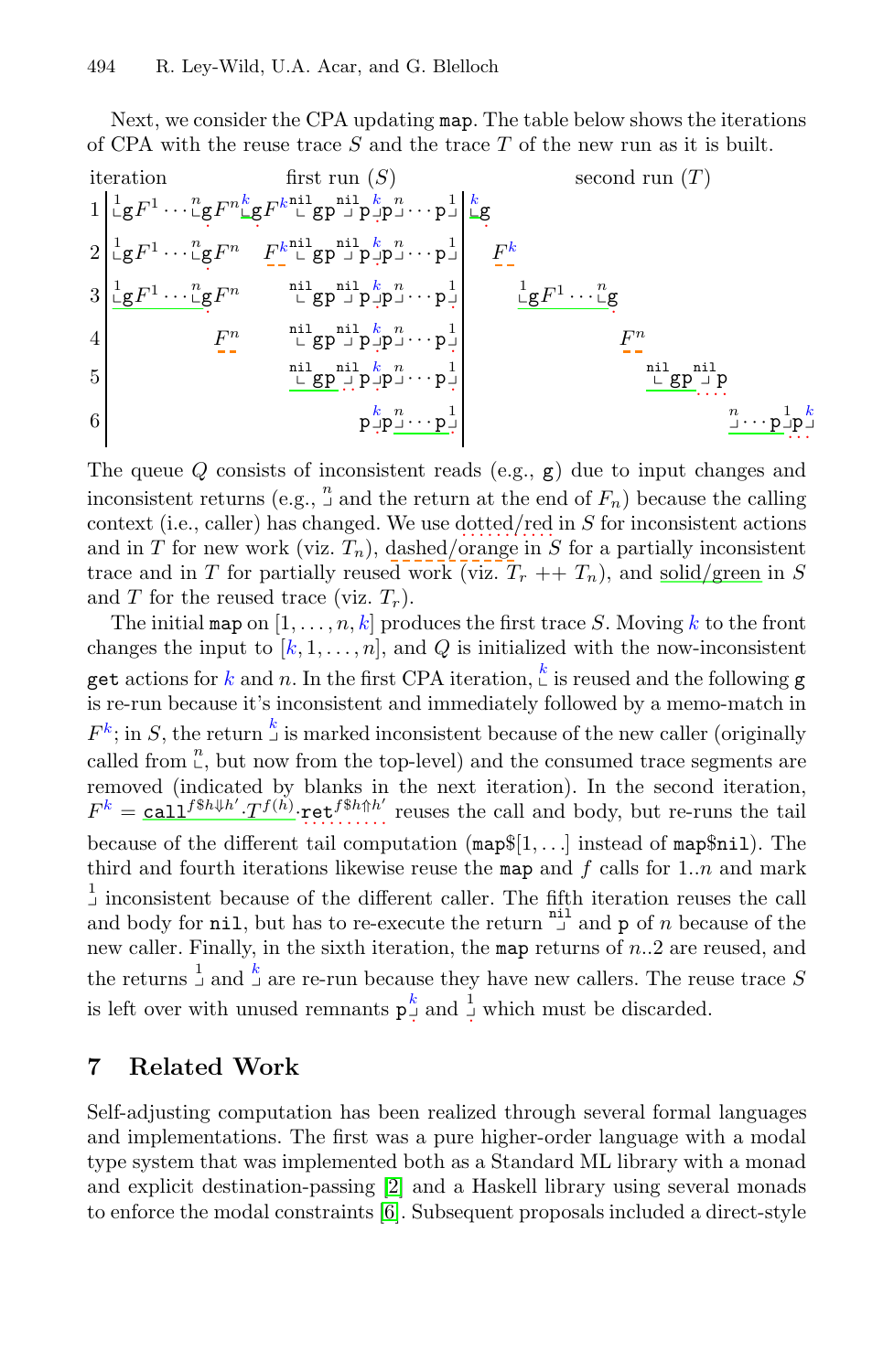Next, we consider the CPA updating `map`. The table below shows the iterations of CPA with the reuse trace $S$ and the trace $T$ of the new run as it is built.

| iteration | first run ($S$) | second run ($T$) |
|---|---|---|
| 1 | $\llcorner^{1}\mathtt{g}F^1 \cdots \llcorner^{n}\mathtt{g}F^n \llcorner^{k}\mathtt{g}F^k \llcorner^{\mathtt{nil}}\mathtt{gp}\lrcorner^{\mathtt{nil}}\mathtt{p}\lrcorner^{k}\mathtt{p}\lrcorner^{n} \cdots \mathtt{p}\lrcorner^{1}$ | $\llcorner^{k}\mathtt{g}$ |
| 2 | $\llcorner^{1}\mathtt{g}F^1 \cdots \llcorner^{n}\mathtt{g}F^n \quad F^k \llcorner^{\mathtt{nil}}\mathtt{gp}\lrcorner^{\mathtt{nil}}\mathtt{p}\lrcorner^{k}\mathtt{p}\lrcorner^{n} \cdots \mathtt{p}\lrcorner^{1}$ | $F^k$ |
| 3 | $\llcorner^{1}\mathtt{g}F^1 \cdots \llcorner^{n}\mathtt{g}F^n \quad \llcorner^{\mathtt{nil}}\mathtt{gp}\lrcorner^{\mathtt{nil}}\mathtt{p}\lrcorner^{k}\mathtt{p}\lrcorner^{n} \cdots \mathtt{p}\lrcorner^{1}$ | $\llcorner^{1}\mathtt{g}F^1 \cdots \llcorner^{n}\mathtt{g}$ |
| 4 | $F^n \quad \llcorner^{\mathtt{nil}}\mathtt{gp}\lrcorner^{\mathtt{nil}}\mathtt{p}\lrcorner^{k}\mathtt{p}\lrcorner^{n} \cdots \mathtt{p}\lrcorner^{1}$ | $F^n$ |
| 5 | $\llcorner^{\mathtt{nil}}\mathtt{gp}\lrcorner^{\mathtt{nil}}\mathtt{p}\lrcorner^{k}\mathtt{p}\lrcorner^{n} \cdots \mathtt{p}\lrcorner^{1}$ | $\llcorner^{\mathtt{nil}}\mathtt{gp}\lrcorner^{\mathtt{nil}}\mathtt{p}$ |
| 6 | $\mathtt{p}\lrcorner^{k}\mathtt{p}\lrcorner^{n} \cdots \mathtt{p}\lrcorner^{1}$ | $\lrcorner^{n} \cdots \mathtt{p}\lrcorner^{1}\mathtt{p}\lrcorner^{k}$ |

The queue $Q$ consists of inconsistent reads (e.g., `g`) due to input changes and inconsistent returns (e.g., $\lrcorner^{n}$ and the return at the end of $F_n$) because the calling context (i.e., caller) has changed. We use dotted/red in $S$ for inconsistent actions and in $T$ for new work (viz. $T_n$), dashed/orange in $S$ for a partially inconsistent trace and in $T$ for partially reused work (viz. $T_r$ ++ $T_n$), and solid/green in $S$ and $T$ for the reused trace (viz. $T_r$).

The initial `map` on $[1, \ldots, n, k]$ produces the first trace $S$. Moving $k$ to the front changes the input to $[k, 1, \ldots, n]$, and $Q$ is initialized with the now-inconsistent `get` actions for $k$ and $n$. In the first CPA iteration, $\llcorner^{k}$ is reused and the following `g` is re-run because it's inconsistent and immediately followed by a memo-match in $F^k$; in $S$, the return $\lrcorner^{k}$ is marked inconsistent because of the new caller (originally called from $\llcorner^{n}$, but now from the top-level) and the consumed trace segments are removed (indicated by blanks in the next iteration). In the second iteration, $F^k = \mathtt{call}^{f\$h\Downarrow h'} \cdot T^{f(h)} \cdot \mathtt{ret}^{f\$h\Uparrow h'}$ reuses the call and body, but re-runs the tail because of the different tail computation (`map`$[1, \ldots]$ instead of `map$nil`). The third and fourth iterations likewise reuse the `map` and $f$ calls for $1..n$ and mark $\lrcorner^{1}$ inconsistent because of the different caller. The fifth iteration reuses the call and body for `nil`, but has to re-execute the return $\lrcorner^{\mathtt{nil}}$ and `p` of $n$ because of the new caller. Finally, in the sixth iteration, the `map` returns of $n..2$ are reused, and the returns $\lrcorner^{1}$ and $\lrcorner^{k}$ are re-run because they have new callers. The reuse trace $S$ is left over with unused remnants $\mathtt{p}\lrcorner^{k}$ and $\lrcorner^{1}$ which must be discarded.

## 7 Related Work

Self-adjusting computation has been realized through several formal languages and implementations. The first was a pure higher-order language with a modal type system that was implemented both as a Standard ML library with a monad and explicit destination-passing [2] and a Haskell library using several monads to enforce the modal constraints [6]. Subsequent proposals included a direct-style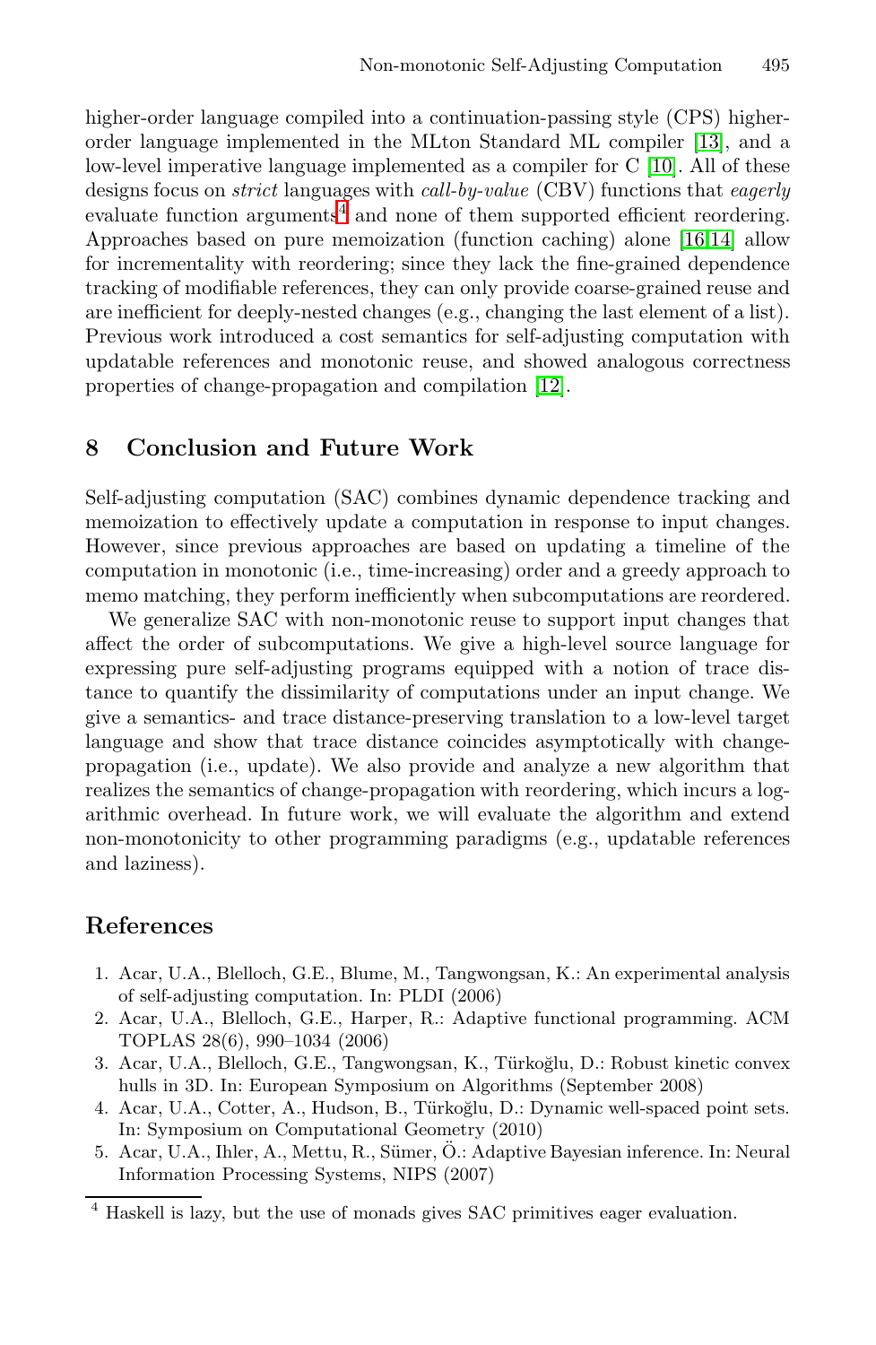higher-order language compiled into a continuation-passing style (CPS) higher-order language implemented in the MLton Standard ML compiler [13], and a low-level imperative language implemented as a compiler for C [10]. All of these designs focus on *strict* languages with *call-by-value* (CBV) functions that *eagerly* evaluate function arguments[4] and none of them supported efficient reordering. Approaches based on pure memoization (function caching) alone [16,14] allow for incrementality with reordering; since they lack the fine-grained dependence tracking of modifiable references, they can only provide coarse-grained reuse and are inefficient for deeply-nested changes (e.g., changing the last element of a list). Previous work introduced a cost semantics for self-adjusting computation with updatable references and monotonic reuse, and showed analogous correctness properties of change-propagation and compilation [12].

## 8 Conclusion and Future Work

Self-adjusting computation (SAC) combines dynamic dependence tracking and memoization to effectively update a computation in response to input changes. However, since previous approaches are based on updating a timeline of the computation in monotonic (i.e., time-increasing) order and a greedy approach to memo matching, they perform inefficiently when subcomputations are reordered.

We generalize SAC with non-monotonic reuse to support input changes that affect the order of subcomputations. We give a high-level source language for expressing pure self-adjusting programs equipped with a notion of trace distance to quantify the dissimilarity of computations under an input change. We give a semantics- and trace distance-preserving translation to a low-level target language and show that trace distance coincides asymptotically with change-propagation (i.e., update). We also provide and analyze a new algorithm that realizes the semantics of change-propagation with reordering, which incurs a logarithmic overhead. In future work, we will evaluate the algorithm and extend non-monotonicity to other programming paradigms (e.g., updatable references and laziness).

## References

1. Acar, U.A., Blelloch, G.E., Blume, M., Tangwongsan, K.: An experimental analysis of self-adjusting computation. In: PLDI (2006)
2. Acar, U.A., Blelloch, G.E., Harper, R.: Adaptive functional programming. ACM TOPLAS 28(6), 990–1034 (2006)
3. Acar, U.A., Blelloch, G.E., Tangwongsan, K., Türkoğlu, D.: Robust kinetic convex hulls in 3D. In: European Symposium on Algorithms (September 2008)
4. Acar, U.A., Cotter, A., Hudson, B., Türkoğlu, D.: Dynamic well-spaced point sets. In: Symposium on Computational Geometry (2010)
5. Acar, U.A., Ihler, A., Mettu, R., Sümer, Ö.: Adaptive Bayesian inference. In: Neural Information Processing Systems, NIPS (2007)

[4] Haskell is lazy, but the use of monads gives SAC primitives eager evaluation.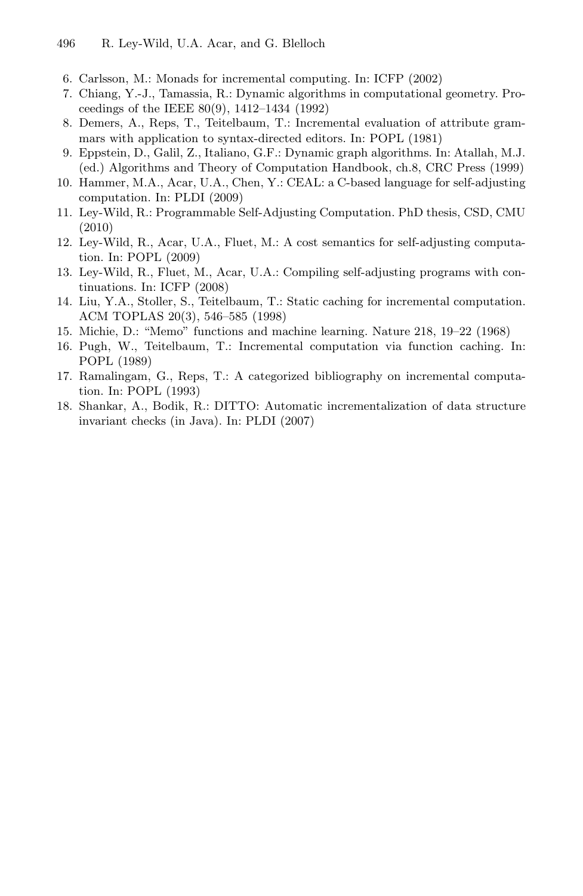6. Carlsson, M.: Monads for incremental computing. In: ICFP (2002)
7. Chiang, Y.-J., Tamassia, R.: Dynamic algorithms in computational geometry. Proceedings of the IEEE 80(9), 1412–1434 (1992)
8. Demers, A., Reps, T., Teitelbaum, T.: Incremental evaluation of attribute grammars with application to syntax-directed editors. In: POPL (1981)
9. Eppstein, D., Galil, Z., Italiano, G.F.: Dynamic graph algorithms. In: Atallah, M.J. (ed.) Algorithms and Theory of Computation Handbook, ch.8, CRC Press (1999)
10. Hammer, M.A., Acar, U.A., Chen, Y.: CEAL: a C-based language for self-adjusting computation. In: PLDI (2009)
11. Ley-Wild, R.: Programmable Self-Adjusting Computation. PhD thesis, CSD, CMU (2010)
12. Ley-Wild, R., Acar, U.A., Fluet, M.: A cost semantics for self-adjusting computation. In: POPL (2009)
13. Ley-Wild, R., Fluet, M., Acar, U.A.: Compiling self-adjusting programs with continuations. In: ICFP (2008)
14. Liu, Y.A., Stoller, S., Teitelbaum, T.: Static caching for incremental computation. ACM TOPLAS 20(3), 546–585 (1998)
15. Michie, D.: "Memo" functions and machine learning. Nature 218, 19–22 (1968)
16. Pugh, W., Teitelbaum, T.: Incremental computation via function caching. In: POPL (1989)
17. Ramalingam, G., Reps, T.: A categorized bibliography on incremental computation. In: POPL (1993)
18. Shankar, A., Bodik, R.: DITTO: Automatic incrementalization of data structure invariant checks (in Java). In: PLDI (2007)